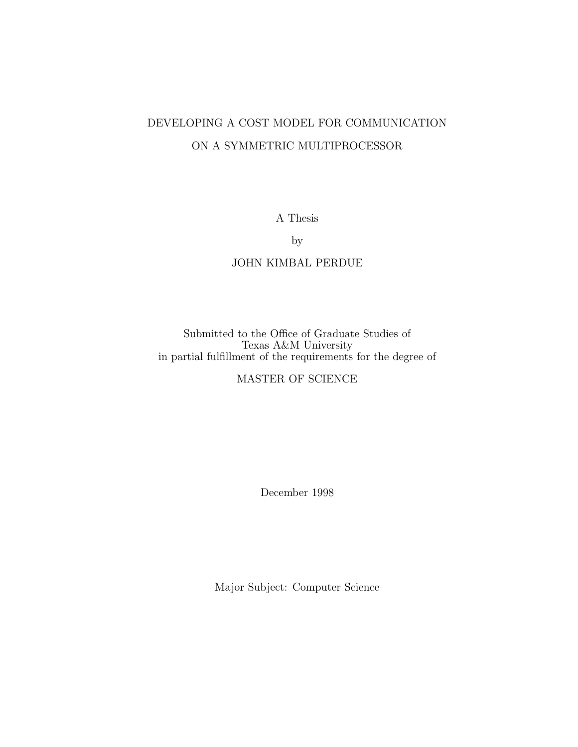# DEVELOPING A COST MODEL FOR COMMUNICATION ON A SYMMETRIC MULTIPROCESSOR

A Thesis

by

JOHN KIMBAL PERDUE

Submitted to the Office of Graduate Studies of
Texas A&M University
in partial fulfillment of the requirements for the degree of

MASTER OF SCIENCE

December 1998

Major Subject: Computer Science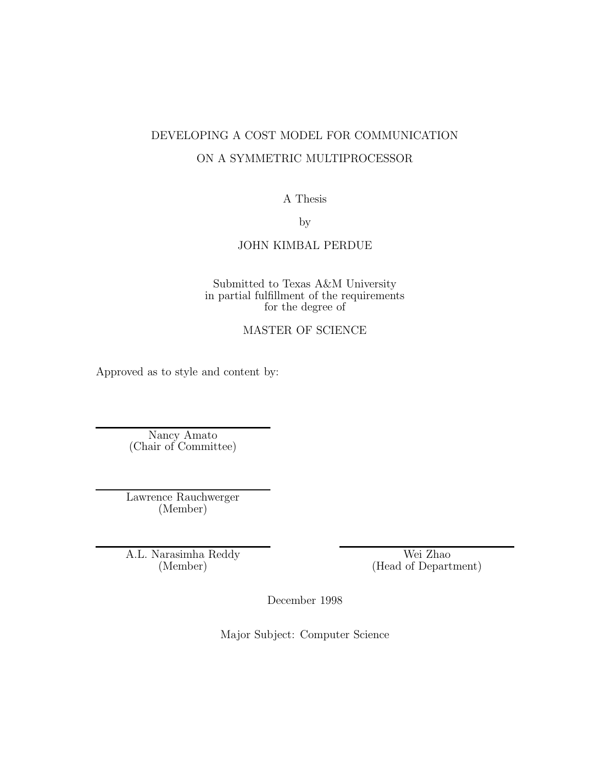DEVELOPING A COST MODEL FOR COMMUNICATION

ON A SYMMETRIC MULTIPROCESSOR

A Thesis

by

JOHN KIMBAL PERDUE

Submitted to Texas A&M University
in partial fulfillment of the requirements
for the degree of

MASTER OF SCIENCE

Approved as to style and content by:

Nancy Amato
(Chair of Committee)

Lawrence Rauchwerger
(Member)

A.L. Narasimha Reddy
(Member)

Wei Zhao
(Head of Department)

December 1998

Major Subject: Computer Science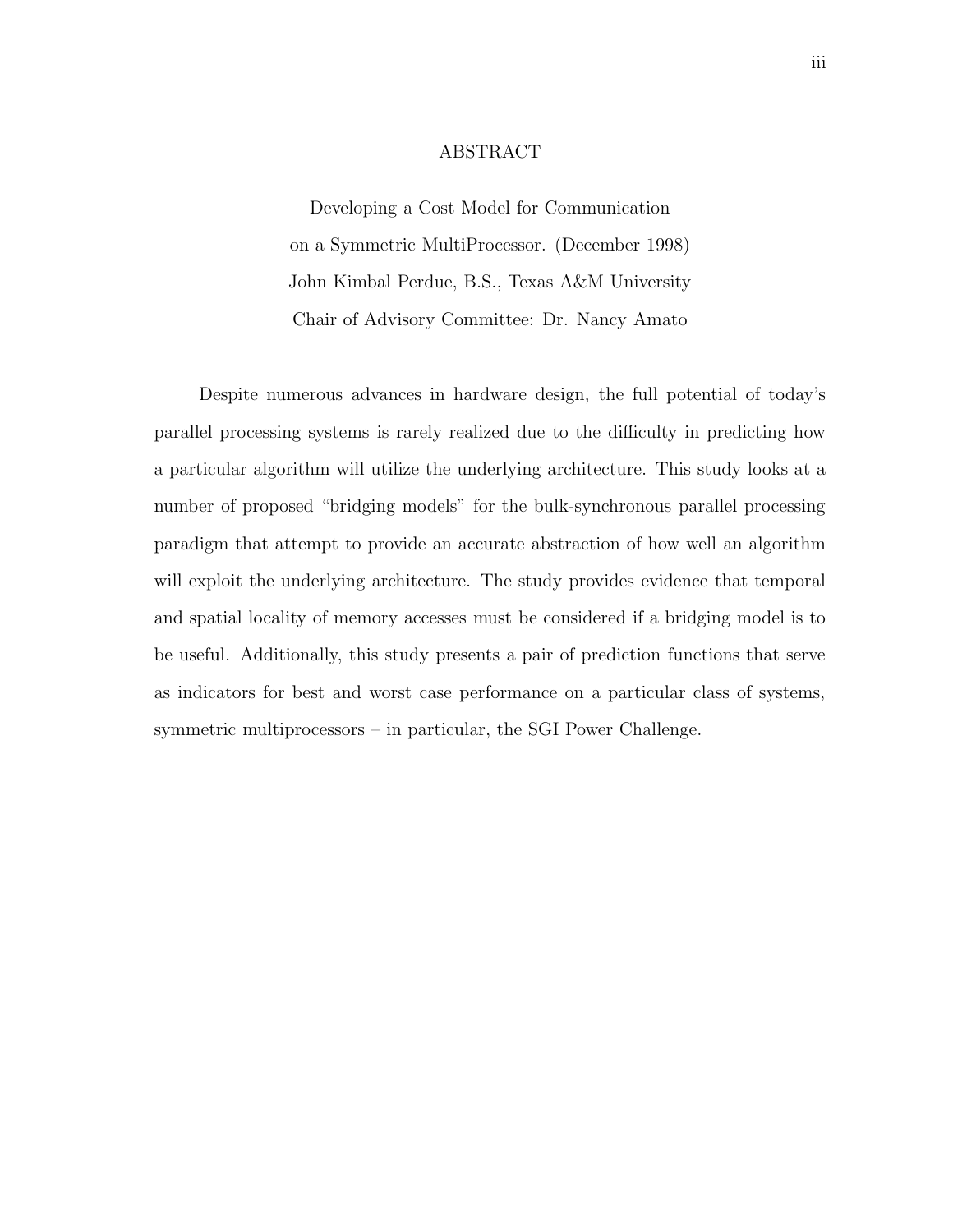# ABSTRACT

Developing a Cost Model for Communication
on a Symmetric MultiProcessor. (December 1998)
John Kimbal Perdue, B.S., Texas A&M University
Chair of Advisory Committee: Dr. Nancy Amato

Despite numerous advances in hardware design, the full potential of today's parallel processing systems is rarely realized due to the difficulty in predicting how a particular algorithm will utilize the underlying architecture. This study looks at a number of proposed "bridging models" for the bulk-synchronous parallel processing paradigm that attempt to provide an accurate abstraction of how well an algorithm will exploit the underlying architecture. The study provides evidence that temporal and spatial locality of memory accesses must be considered if a bridging model is to be useful. Additionally, this study presents a pair of prediction functions that serve as indicators for best and worst case performance on a particular class of systems, symmetric multiprocessors – in particular, the SGI Power Challenge.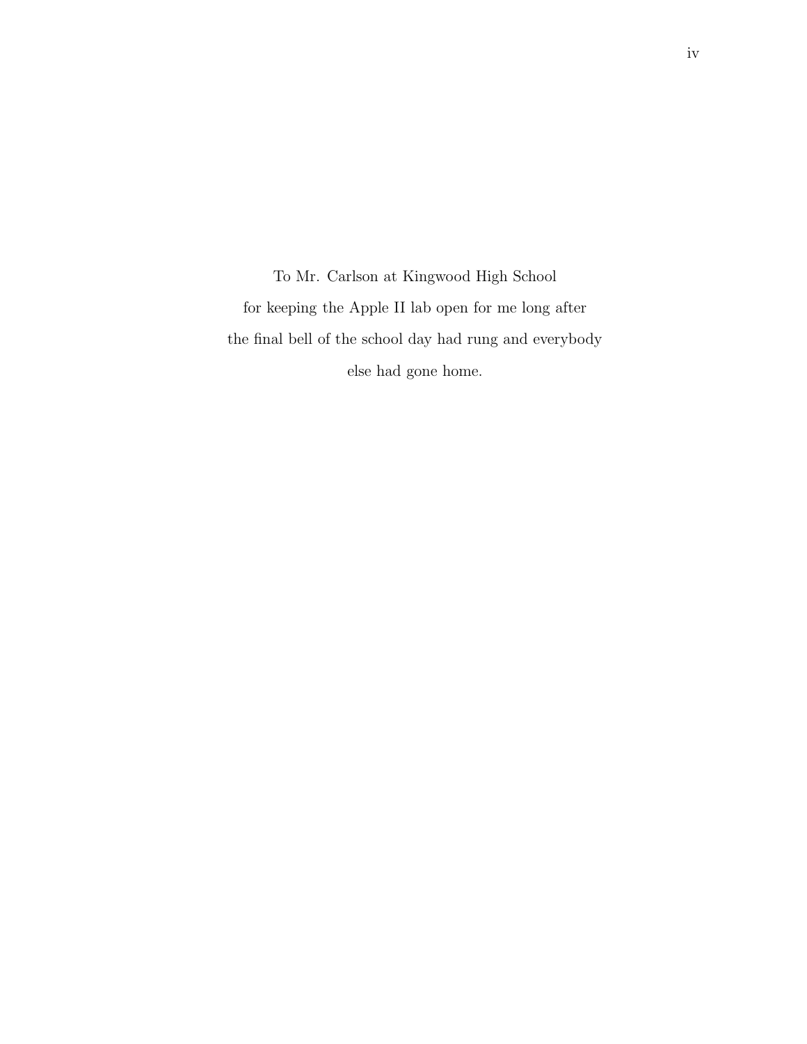To Mr. Carlson at Kingwood High School
for keeping the Apple II lab open for me long after
the final bell of the school day had rung and everybody
else had gone home.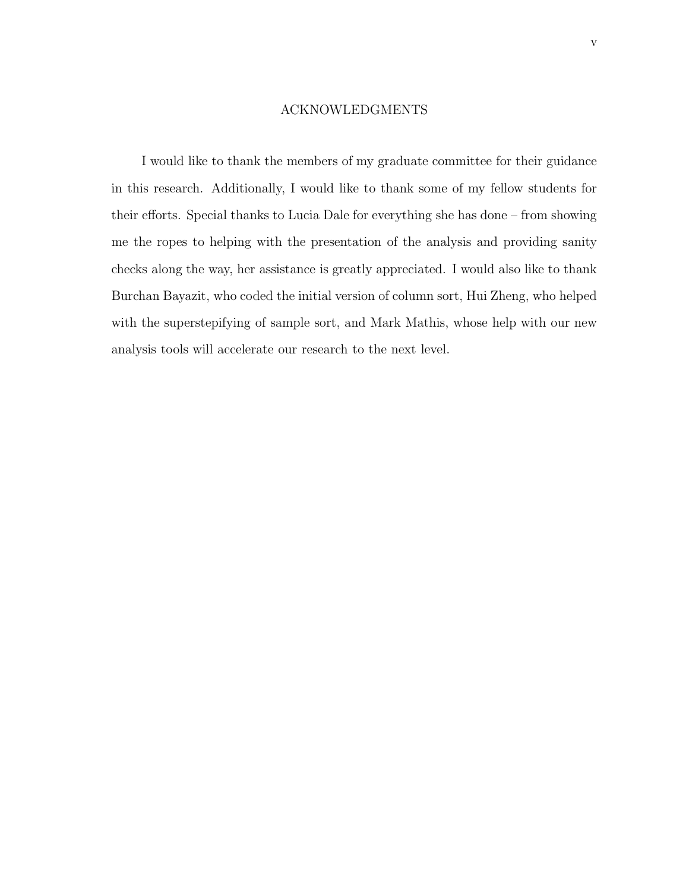# ACKNOWLEDGMENTS

I would like to thank the members of my graduate committee for their guidance in this research. Additionally, I would like to thank some of my fellow students for their efforts. Special thanks to Lucia Dale for everything she has done – from showing me the ropes to helping with the presentation of the analysis and providing sanity checks along the way, her assistance is greatly appreciated. I would also like to thank Burchan Bayazit, who coded the initial version of column sort, Hui Zheng, who helped with the superstepifying of sample sort, and Mark Mathis, whose help with our new analysis tools will accelerate our research to the next level.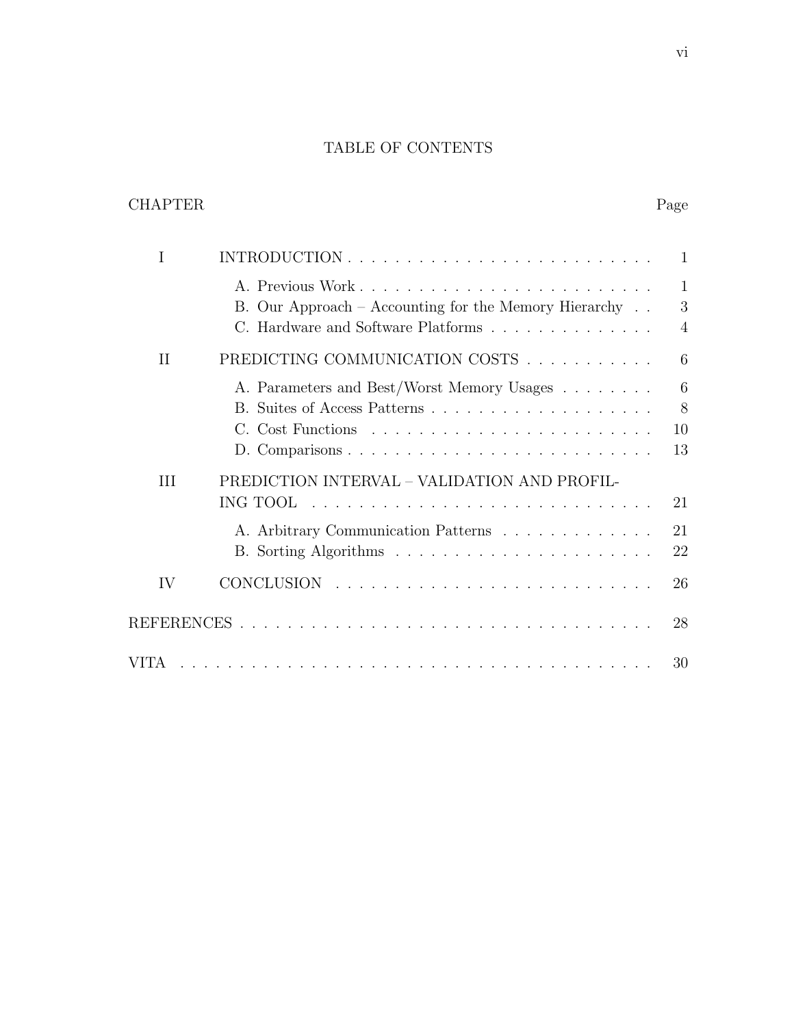# TABLE OF CONTENTS

| CHAPTER | | Page |
|---|---|---|
| I | INTRODUCTION | 1 |
| | A. Previous Work | 1 |
| | B. Our Approach – Accounting for the Memory Hierarchy | 3 |
| | C. Hardware and Software Platforms | 4 |
| II | PREDICTING COMMUNICATION COSTS | 6 |
| | A. Parameters and Best/Worst Memory Usages | 6 |
| | B. Suites of Access Patterns | 8 |
| | C. Cost Functions | 10 |
| | D. Comparisons | 13 |
| III | PREDICTION INTERVAL – VALIDATION AND PROFILING TOOL | 21 |
| | A. Arbitrary Communication Patterns | 21 |
| | B. Sorting Algorithms | 22 |
| IV | CONCLUSION | 26 |
| REFERENCES | | 28 |
| VITA | | 30 |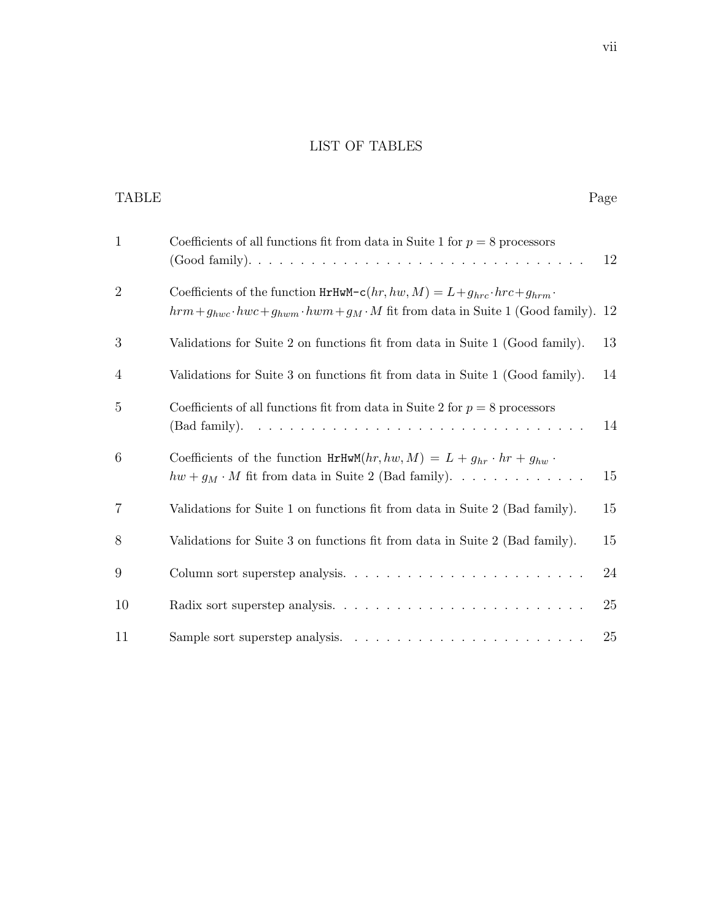# LIST OF TABLES

| TABLE | | Page |
|---|---|---|
| 1 | Coefficients of all functions fit from data in Suite 1 for $p = 8$ processors (Good family). | 12 |
| 2 | Coefficients of the function HrHwM-c$(hr, hw, M) = L + g_{hrc} \cdot hrc + g_{hrm} \cdot hrm + g_{hwc} \cdot hwc + g_{hwm} \cdot hwm + g_M \cdot M$ fit from data in Suite 1 (Good family). | 12 |
| 3 | Validations for Suite 2 on functions fit from data in Suite 1 (Good family). | 13 |
| 4 | Validations for Suite 3 on functions fit from data in Suite 1 (Good family). | 14 |
| 5 | Coefficients of all functions fit from data in Suite 2 for $p = 8$ processors (Bad family). | 14 |
| 6 | Coefficients of the function HrHwM$(hr, hw, M) = L + g_{hr} \cdot hr + g_{hw} \cdot hw + g_M \cdot M$ fit from data in Suite 2 (Bad family). | 15 |
| 7 | Validations for Suite 1 on functions fit from data in Suite 2 (Bad family). | 15 |
| 8 | Validations for Suite 3 on functions fit from data in Suite 2 (Bad family). | 15 |
| 9 | Column sort superstep analysis. | 24 |
| 10 | Radix sort superstep analysis. | 25 |
| 11 | Sample sort superstep analysis. | 25 |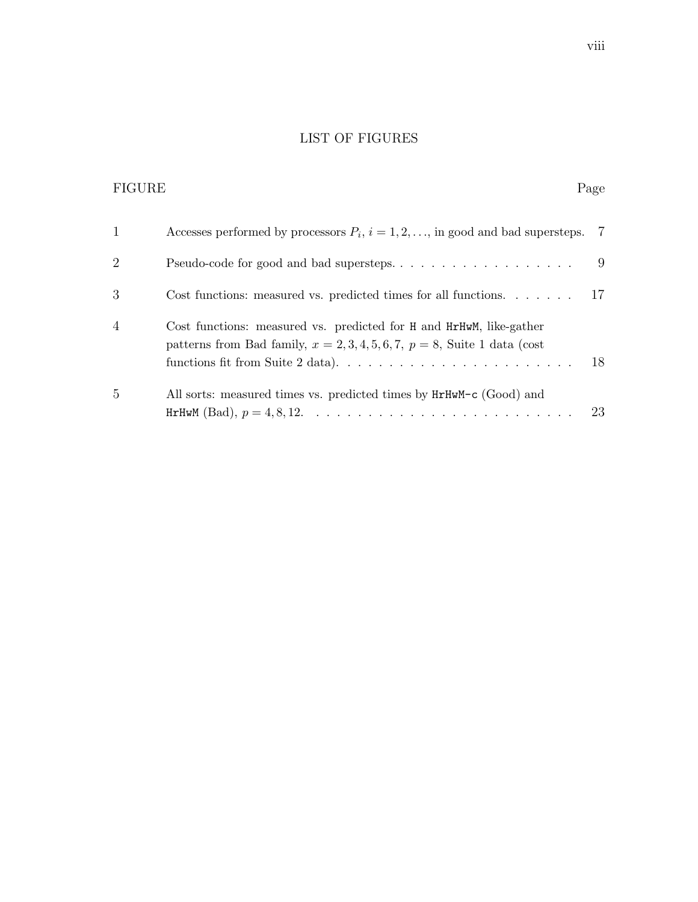# LIST OF FIGURES

| FIGURE | | Page |
|---|---|---|
| 1 | Accesses performed by processors $P_i$, $i = 1, 2, \ldots$, in good and bad supersteps. | 7 |
| 2 | Pseudo-code for good and bad supersteps. | 9 |
| 3 | Cost functions: measured vs. predicted times for all functions. | 17 |
| 4 | Cost functions: measured vs. predicted for `H` and `HrHwM`, like-gather patterns from Bad family, $x = 2, 3, 4, 5, 6, 7$, $p = 8$, Suite 1 data (cost functions fit from Suite 2 data). | 18 |
| 5 | All sorts: measured times vs. predicted times by `HrHwM-c` (Good) and `HrHwM` (Bad), $p = 4, 8, 12$. | 23 |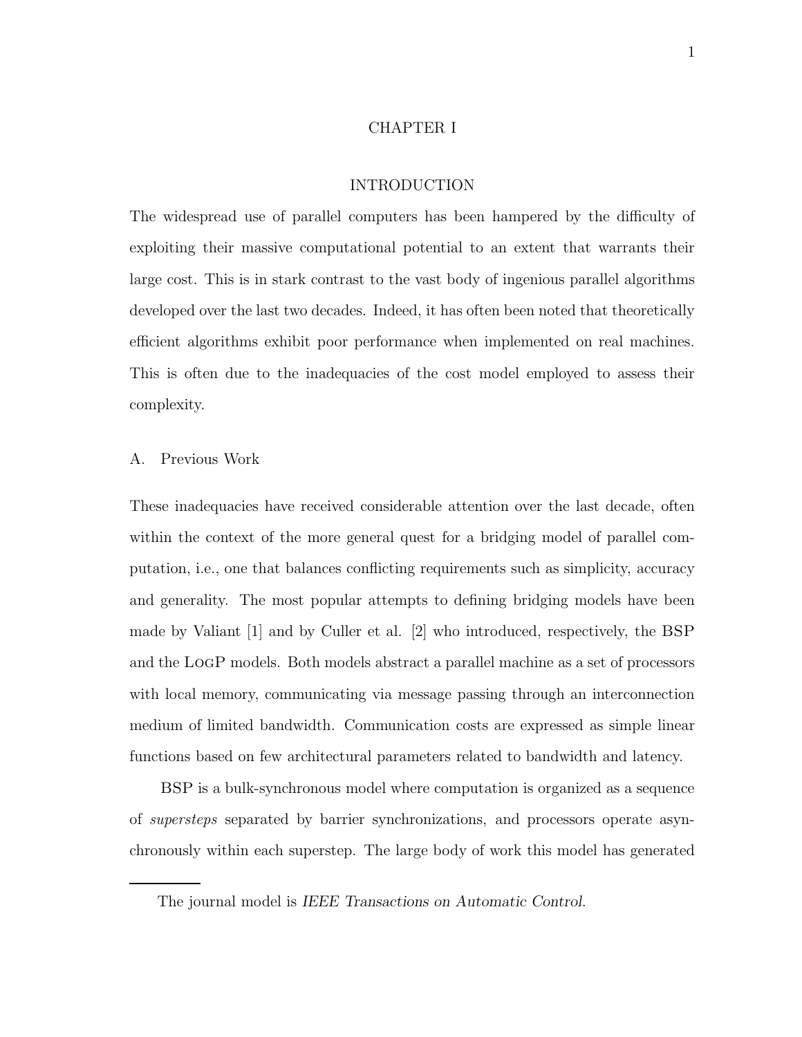# CHAPTER I

## INTRODUCTION

The widespread use of parallel computers has been hampered by the difficulty of exploiting their massive computational potential to an extent that warrants their large cost. This is in stark contrast to the vast body of ingenious parallel algorithms developed over the last two decades. Indeed, it has often been noted that theoretically efficient algorithms exhibit poor performance when implemented on real machines. This is often due to the inadequacies of the cost model employed to assess their complexity.

### A. Previous Work

These inadequacies have received considerable attention over the last decade, often within the context of the more general quest for a bridging model of parallel computation, i.e., one that balances conflicting requirements such as simplicity, accuracy and generality. The most popular attempts to defining bridging models have been made by Valiant [1] and by Culler et al. [2] who introduced, respectively, the BSP and the LogP models. Both models abstract a parallel machine as a set of processors with local memory, communicating via message passing through an interconnection medium of limited bandwidth. Communication costs are expressed as simple linear functions based on few architectural parameters related to bandwidth and latency.

BSP is a bulk-synchronous model where computation is organized as a sequence of *supersteps* separated by barrier synchronizations, and processors operate asynchronously within each superstep. The large body of work this model has generated

The journal model is *IEEE Transactions on Automatic Control.*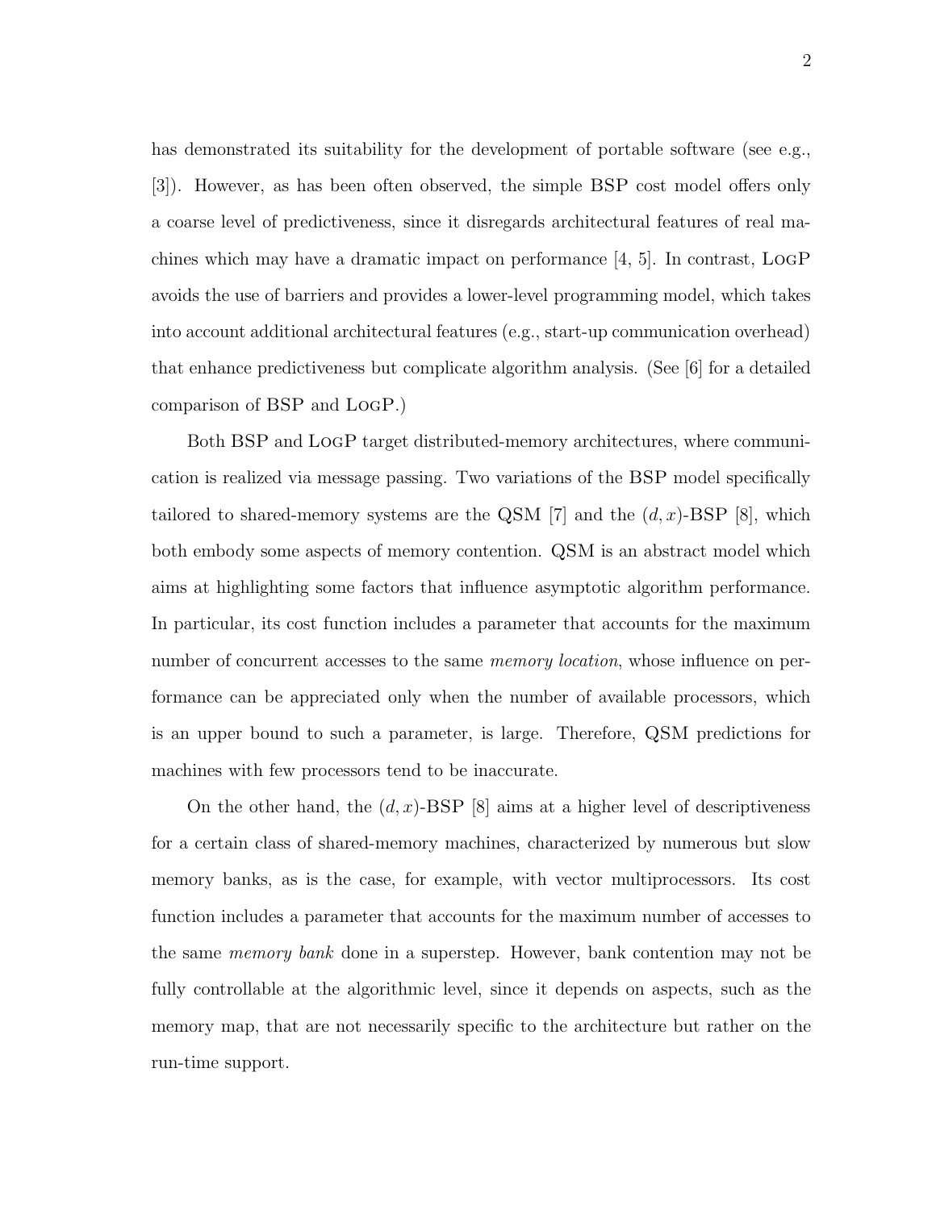has demonstrated its suitability for the development of portable software (see e.g., [3]). However, as has been often observed, the simple BSP cost model offers only a coarse level of predictiveness, since it disregards architectural features of real machines which may have a dramatic impact on performance [4, 5]. In contrast, LogP avoids the use of barriers and provides a lower-level programming model, which takes into account additional architectural features (e.g., start-up communication overhead) that enhance predictiveness but complicate algorithm analysis. (See [6] for a detailed comparison of BSP and LogP.)

Both BSP and LogP target distributed-memory architectures, where communication is realized via message passing. Two variations of the BSP model specifically tailored to shared-memory systems are the QSM [7] and the $(d, x)$-BSP [8], which both embody some aspects of memory contention. QSM is an abstract model which aims at highlighting some factors that influence asymptotic algorithm performance. In particular, its cost function includes a parameter that accounts for the maximum number of concurrent accesses to the same *memory location*, whose influence on performance can be appreciated only when the number of available processors, which is an upper bound to such a parameter, is large. Therefore, QSM predictions for machines with few processors tend to be inaccurate.

On the other hand, the $(d, x)$-BSP [8] aims at a higher level of descriptiveness for a certain class of shared-memory machines, characterized by numerous but slow memory banks, as is the case, for example, with vector multiprocessors. Its cost function includes a parameter that accounts for the maximum number of accesses to the same *memory bank* done in a superstep. However, bank contention may not be fully controllable at the algorithmic level, since it depends on aspects, such as the memory map, that are not necessarily specific to the architecture but rather on the run-time support.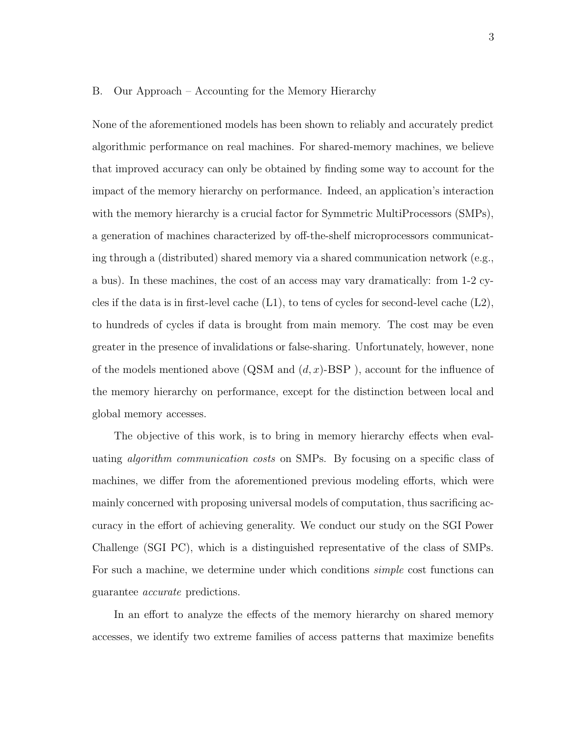## B. Our Approach – Accounting for the Memory Hierarchy

None of the aforementioned models has been shown to reliably and accurately predict algorithmic performance on real machines. For shared-memory machines, we believe that improved accuracy can only be obtained by finding some way to account for the impact of the memory hierarchy on performance. Indeed, an application's interaction with the memory hierarchy is a crucial factor for Symmetric MultiProcessors (SMPs), a generation of machines characterized by off-the-shelf microprocessors communicating through a (distributed) shared memory via a shared communication network (e.g., a bus). In these machines, the cost of an access may vary dramatically: from 1-2 cycles if the data is in first-level cache (L1), to tens of cycles for second-level cache (L2), to hundreds of cycles if data is brought from main memory. The cost may be even greater in the presence of invalidations or false-sharing. Unfortunately, however, none of the models mentioned above (QSM and $(d, x)$-BSP ), account for the influence of the memory hierarchy on performance, except for the distinction between local and global memory accesses.

The objective of this work, is to bring in memory hierarchy effects when evaluating *algorithm communication costs* on SMPs. By focusing on a specific class of machines, we differ from the aforementioned previous modeling efforts, which were mainly concerned with proposing universal models of computation, thus sacrificing accuracy in the effort of achieving generality. We conduct our study on the SGI Power Challenge (SGI PC), which is a distinguished representative of the class of SMPs. For such a machine, we determine under which conditions *simple* cost functions can guarantee *accurate* predictions.

In an effort to analyze the effects of the memory hierarchy on shared memory accesses, we identify two extreme families of access patterns that maximize benefits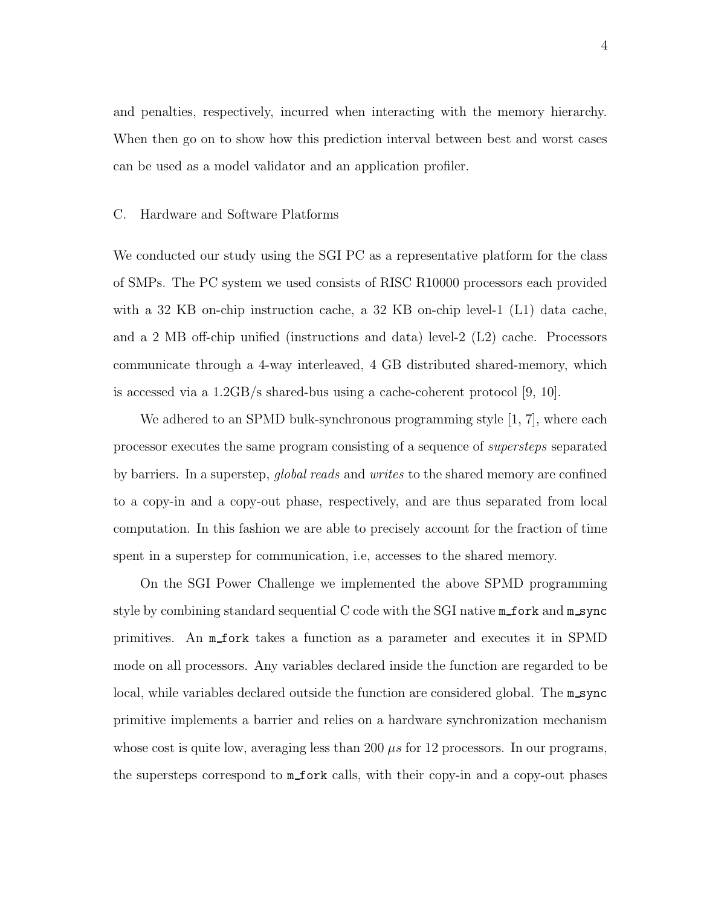and penalties, respectively, incurred when interacting with the memory hierarchy. When then go on to show how this prediction interval between best and worst cases can be used as a model validator and an application profiler.

### C. Hardware and Software Platforms

We conducted our study using the SGI PC as a representative platform for the class of SMPs. The PC system we used consists of RISC R10000 processors each provided with a 32 KB on-chip instruction cache, a 32 KB on-chip level-1 (L1) data cache, and a 2 MB off-chip unified (instructions and data) level-2 (L2) cache. Processors communicate through a 4-way interleaved, 4 GB distributed shared-memory, which is accessed via a 1.2GB/s shared-bus using a cache-coherent protocol [9, 10].

We adhered to an SPMD bulk-synchronous programming style [1, 7], where each processor executes the same program consisting of a sequence of *supersteps* separated by barriers. In a superstep, *global reads* and *writes* to the shared memory are confined to a copy-in and a copy-out phase, respectively, and are thus separated from local computation. In this fashion we are able to precisely account for the fraction of time spent in a superstep for communication, i.e, accesses to the shared memory.

On the SGI Power Challenge we implemented the above SPMD programming style by combining standard sequential C code with the SGI native `m_fork` and `m_sync` primitives. An `m_fork` takes a function as a parameter and executes it in SPMD mode on all processors. Any variables declared inside the function are regarded to be local, while variables declared outside the function are considered global. The `m_sync` primitive implements a barrier and relies on a hardware synchronization mechanism whose cost is quite low, averaging less than 200 $\mu s$ for 12 processors. In our programs, the supersteps correspond to `m_fork` calls, with their copy-in and a copy-out phases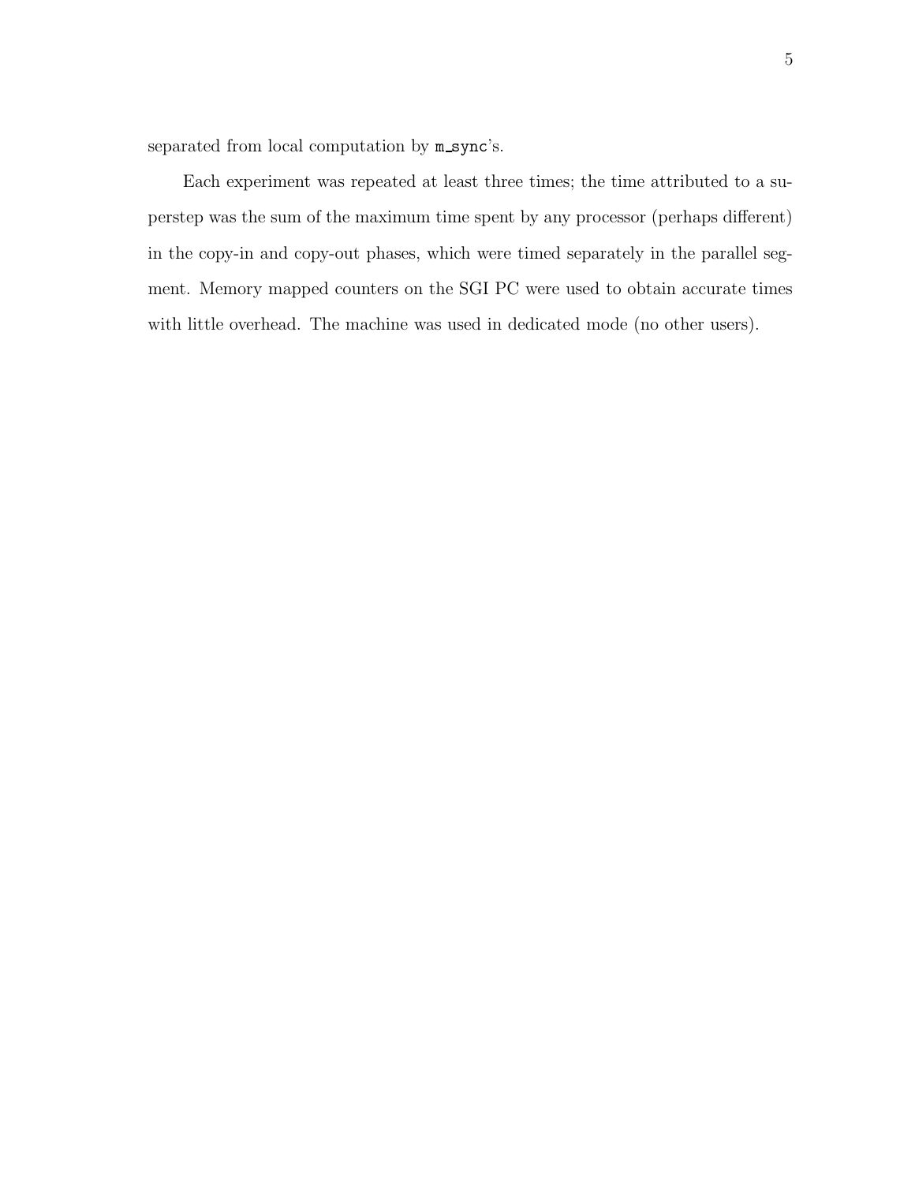separated from local computation by `m_sync`'s.

Each experiment was repeated at least three times; the time attributed to a superstep was the sum of the maximum time spent by any processor (perhaps different) in the copy-in and copy-out phases, which were timed separately in the parallel segment. Memory mapped counters on the SGI PC were used to obtain accurate times with little overhead. The machine was used in dedicated mode (no other users).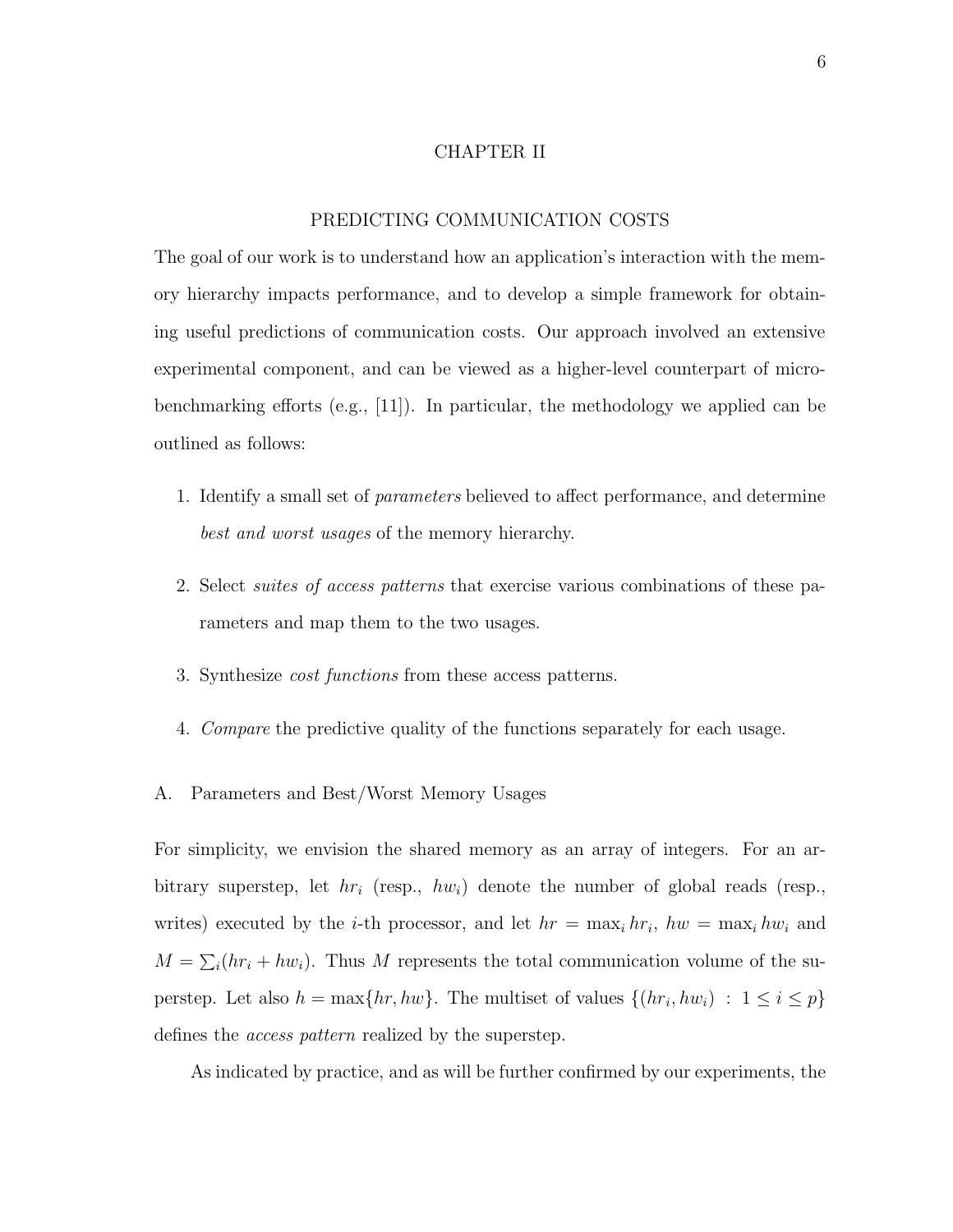# CHAPTER II

## PREDICTING COMMUNICATION COSTS

The goal of our work is to understand how an application's interaction with the memory hierarchy impacts performance, and to develop a simple framework for obtaining useful predictions of communication costs. Our approach involved an extensive experimental component, and can be viewed as a higher-level counterpart of micro-benchmarking efforts (e.g., [11]). In particular, the methodology we applied can be outlined as follows:

1. Identify a small set of *parameters* believed to affect performance, and determine *best and worst usages* of the memory hierarchy.
2. Select *suites of access patterns* that exercise various combinations of these parameters and map them to the two usages.
3. Synthesize *cost functions* from these access patterns.
4. *Compare* the predictive quality of the functions separately for each usage.

### A. Parameters and Best/Worst Memory Usages

For simplicity, we envision the shared memory as an array of integers. For an arbitrary superstep, let $hr_i$ (resp., $hw_i$) denote the number of global reads (resp., writes) executed by the $i$-th processor, and let $hr = \max_i hr_i$, $hw = \max_i hw_i$ and $M = \sum_i (hr_i + hw_i)$. Thus $M$ represents the total communication volume of the superstep. Let also $h = \max\{hr, hw\}$. The multiset of values $\{(hr_i, hw_i) \ : \ 1 \leq i \leq p\}$ defines the *access pattern* realized by the superstep.

As indicated by practice, and as will be further confirmed by our experiments, the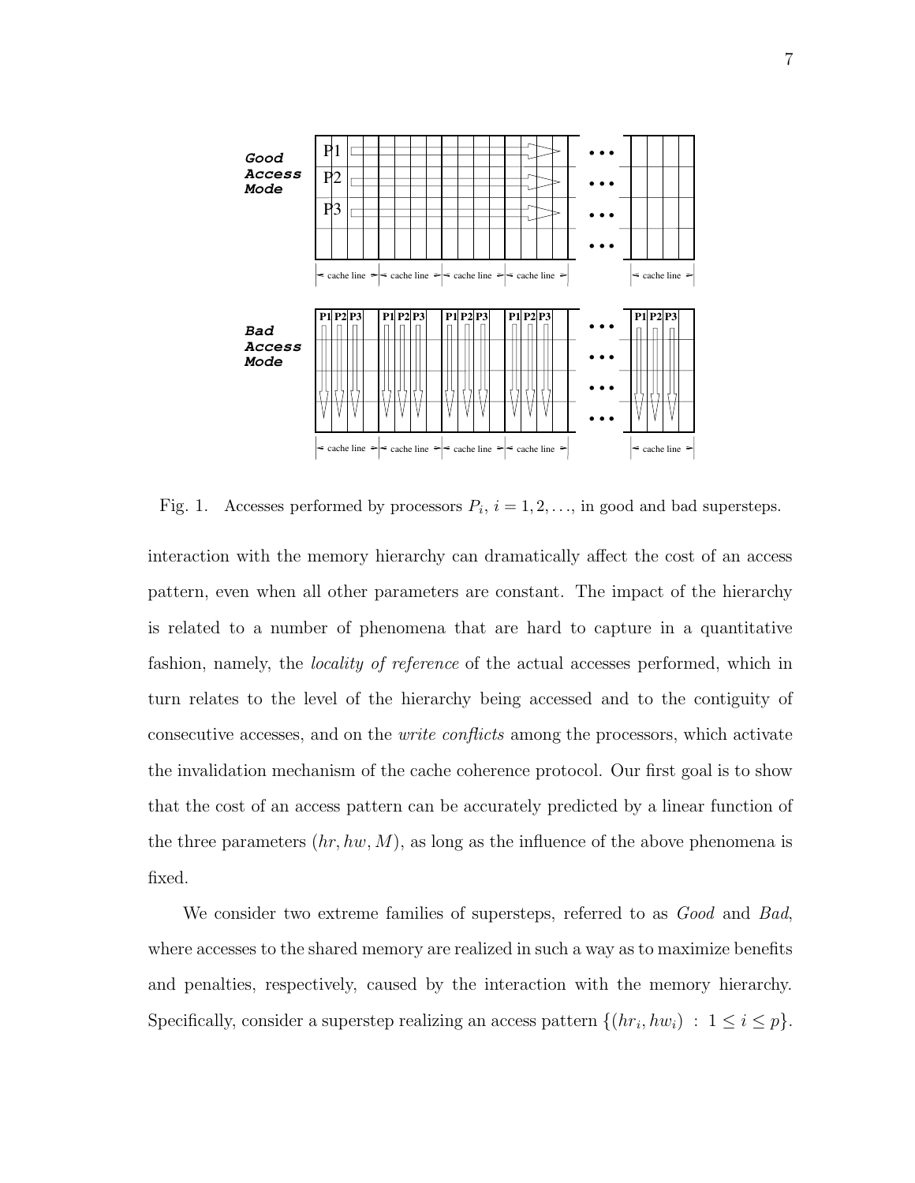Fig. 1. Accesses performed by processors $P_i$, $i = 1, 2, \ldots$, in good and bad supersteps.

interaction with the memory hierarchy can dramatically affect the cost of an access pattern, even when all other parameters are constant. The impact of the hierarchy is related to a number of phenomena that are hard to capture in a quantitative fashion, namely, the *locality of reference* of the actual accesses performed, which in turn relates to the level of the hierarchy being accessed and to the contiguity of consecutive accesses, and on the *write conflicts* among the processors, which activate the invalidation mechanism of the cache coherence protocol. Our first goal is to show that the cost of an access pattern can be accurately predicted by a linear function of the three parameters $(hr, hw, M)$, as long as the influence of the above phenomena is fixed.

We consider two extreme families of supersteps, referred to as *Good* and *Bad*, where accesses to the shared memory are realized in such a way as to maximize benefits and penalties, respectively, caused by the interaction with the memory hierarchy. Specifically, consider a superstep realizing an access pattern $\{(hr_i, hw_i) \,:\, 1 \le i \le p\}$.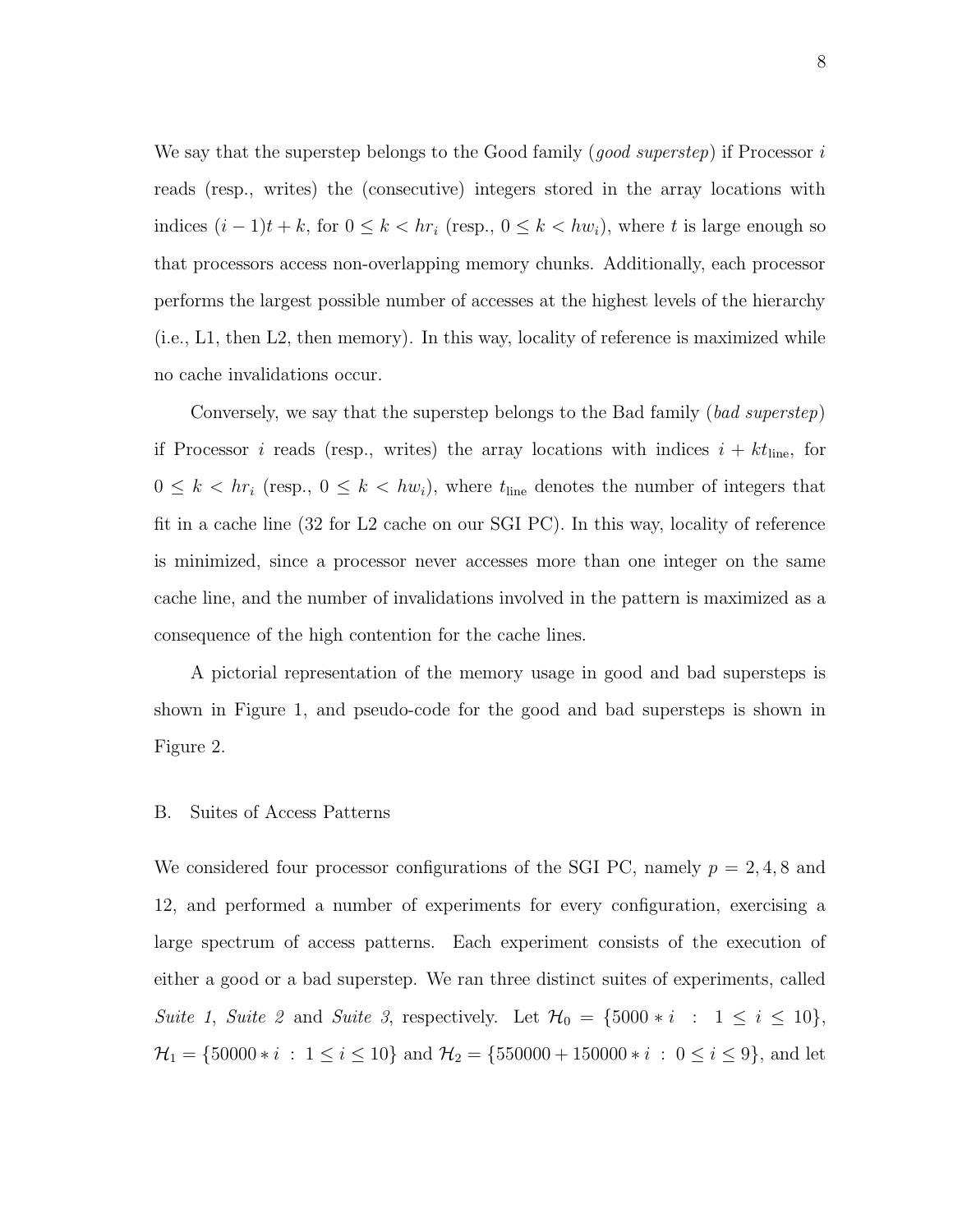We say that the superstep belongs to the Good family (*good superstep*) if Processor $i$ reads (resp., writes) the (consecutive) integers stored in the array locations with indices $(i-1)t+k$, for $0 \leq k < hr_i$ (resp., $0 \leq k < hw_i$), where $t$ is large enough so that processors access non-overlapping memory chunks. Additionally, each processor performs the largest possible number of accesses at the highest levels of the hierarchy (i.e., L1, then L2, then memory). In this way, locality of reference is maximized while no cache invalidations occur.

Conversely, we say that the superstep belongs to the Bad family (*bad superstep*) if Processor $i$ reads (resp., writes) the array locations with indices $i + kt_{\text{line}}$, for $0 \leq k < hr_i$ (resp., $0 \leq k < hw_i$), where $t_{\text{line}}$ denotes the number of integers that fit in a cache line (32 for L2 cache on our SGI PC). In this way, locality of reference is minimized, since a processor never accesses more than one integer on the same cache line, and the number of invalidations involved in the pattern is maximized as a consequence of the high contention for the cache lines.

A pictorial representation of the memory usage in good and bad supersteps is shown in Figure 1, and pseudo-code for the good and bad supersteps is shown in Figure 2.

## B. Suites of Access Patterns

We considered four processor configurations of the SGI PC, namely $p = 2, 4, 8$ and 12, and performed a number of experiments for every configuration, exercising a large spectrum of access patterns. Each experiment consists of the execution of either a good or a bad superstep. We ran three distinct suites of experiments, called *Suite 1*, *Suite 2* and *Suite 3*, respectively. Let $\mathcal{H}_0 = \{5000 * i \; : \; 1 \leq i \leq 10\}$, $\mathcal{H}_1 = \{50000 * i \; : \; 1 \leq i \leq 10\}$ and $\mathcal{H}_2 = \{550000 + 150000 * i \; : \; 0 \leq i \leq 9\}$, and let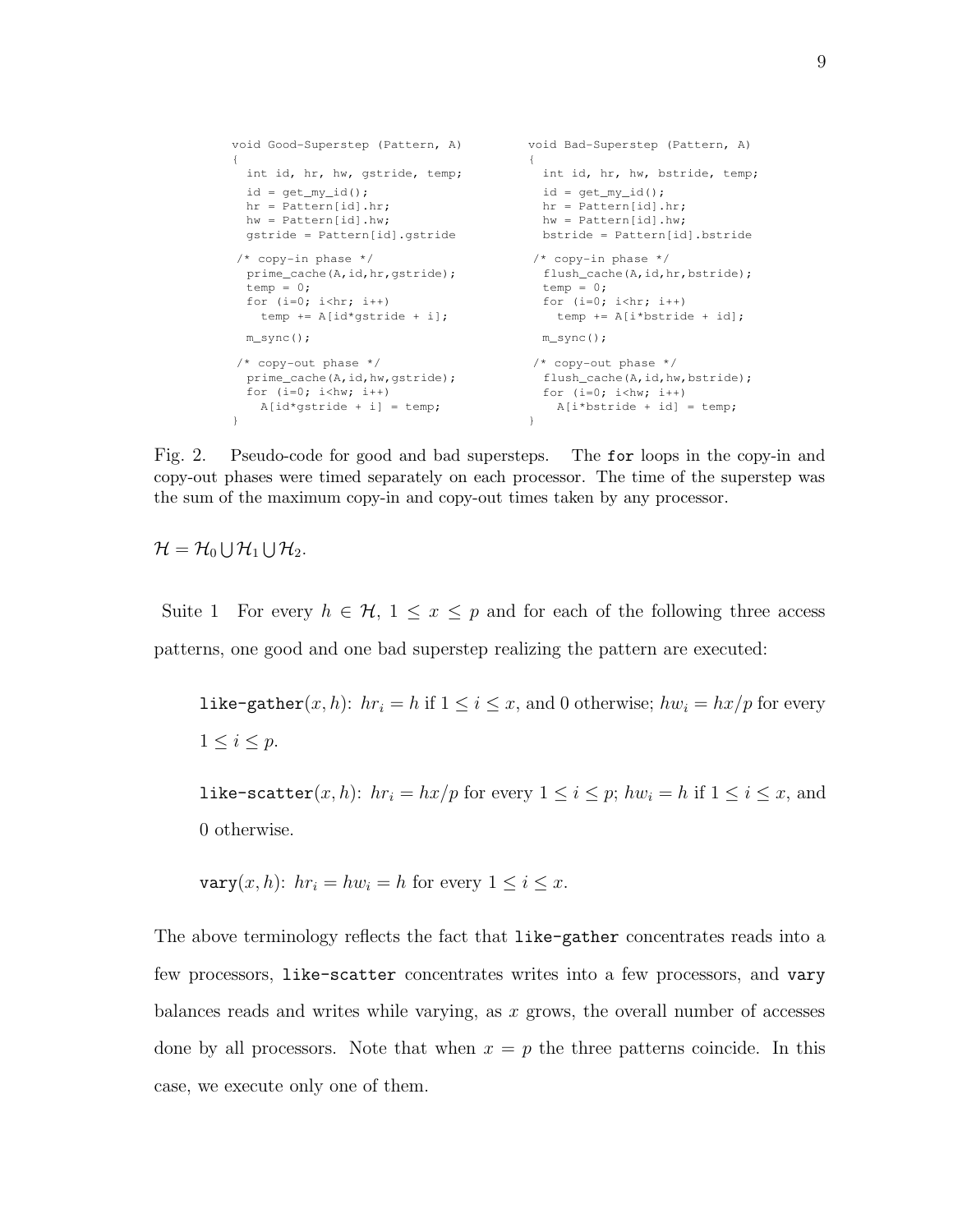```
void Good-Superstep (Pattern, A)
{
  int id, hr, hw, gstride, temp;

  id = get_my_id();
  hr = Pattern[id].hr;
  hw = Pattern[id].hw;
  gstride = Pattern[id].gstride

 /* copy-in phase */
  prime_cache(A,id,hr,gstride);
  temp = 0;
  for (i=0; i<hr; i++)
    temp += A[id*gstride + i];

  m_sync();

 /* copy-out phase */
  prime_cache(A,id,hw,gstride);
  for (i=0; i<hw; i++)
    A[id*gstride + i] = temp;
}
```

```
void Bad-Superstep (Pattern, A)
{
  int id, hr, hw, bstride, temp;

  id = get_my_id();
  hr = Pattern[id].hr;
  hw = Pattern[id].hw;
  bstride = Pattern[id].bstride

 /* copy-in phase */
  flush_cache(A,id,hr,bstride);
  temp = 0;
  for (i=0; i<hr; i++)
    temp += A[i*bstride + id];

  m_sync();

 /* copy-out phase */
  flush_cache(A,id,hw,bstride);
  for (i=0; i<hw; i++)
    A[i*bstride + id] = temp;
}
```

Fig. 2. Pseudo-code for good and bad supersteps. The `for` loops in the copy-in and copy-out phases were timed separately on each processor. The time of the superstep was the sum of the maximum copy-in and copy-out times taken by any processor.

$\mathcal{H} = \mathcal{H}_0 \bigcup \mathcal{H}_1 \bigcup \mathcal{H}_2$.

Suite 1 For every $h \in \mathcal{H}$, $1 \leq x \leq p$ and for each of the following three access patterns, one good and one bad superstep realizing the pattern are executed:

> `like-gather`$(x, h)$: $hr_i = h$ if $1 \leq i \leq x$, and 0 otherwise; $hw_i = hx/p$ for every $1 \leq i \leq p$.
>
> `like-scatter`$(x, h)$: $hr_i = hx/p$ for every $1 \leq i \leq p$; $hw_i = h$ if $1 \leq i \leq x$, and 0 otherwise.
>
> `vary`$(x, h)$: $hr_i = hw_i = h$ for every $1 \leq i \leq x$.

The above terminology reflects the fact that `like-gather` concentrates reads into a few processors, `like-scatter` concentrates writes into a few processors, and `vary` balances reads and writes while varying, as $x$ grows, the overall number of accesses done by all processors. Note that when $x = p$ the three patterns coincide. In this case, we execute only one of them.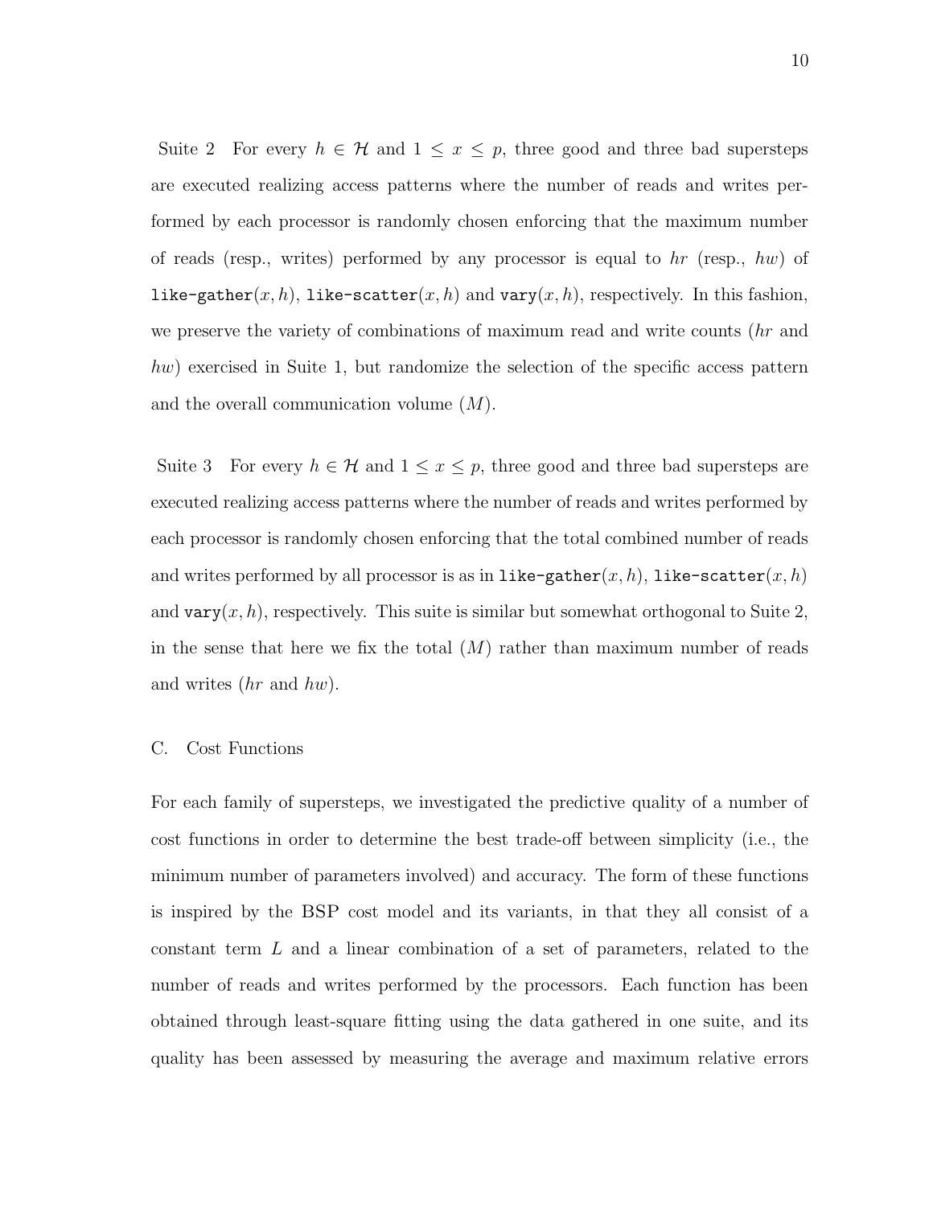Suite 2 For every $h \in \mathcal{H}$ and $1 \leq x \leq p$, three good and three bad supersteps are executed realizing access patterns where the number of reads and writes performed by each processor is randomly chosen enforcing that the maximum number of reads (resp., writes) performed by any processor is equal to $hr$ (resp., $hw$) of `like-gather`$(x, h)$, `like-scatter`$(x, h)$ and `vary`$(x, h)$, respectively. In this fashion, we preserve the variety of combinations of maximum read and write counts ($hr$ and $hw$) exercised in Suite 1, but randomize the selection of the specific access pattern and the overall communication volume ($M$).

Suite 3 For every $h \in \mathcal{H}$ and $1 \leq x \leq p$, three good and three bad supersteps are executed realizing access patterns where the number of reads and writes performed by each processor is randomly chosen enforcing that the total combined number of reads and writes performed by all processor is as in `like-gather`$(x, h)$, `like-scatter`$(x, h)$ and `vary`$(x, h)$, respectively. This suite is similar but somewhat orthogonal to Suite 2, in the sense that here we fix the total ($M$) rather than maximum number of reads and writes ($hr$ and $hw$).

### C. Cost Functions

For each family of supersteps, we investigated the predictive quality of a number of cost functions in order to determine the best trade-off between simplicity (i.e., the minimum number of parameters involved) and accuracy. The form of these functions is inspired by the BSP cost model and its variants, in that they all consist of a constant term $L$ and a linear combination of a set of parameters, related to the number of reads and writes performed by the processors. Each function has been obtained through least-square fitting using the data gathered in one suite, and its quality has been assessed by measuring the average and maximum relative errors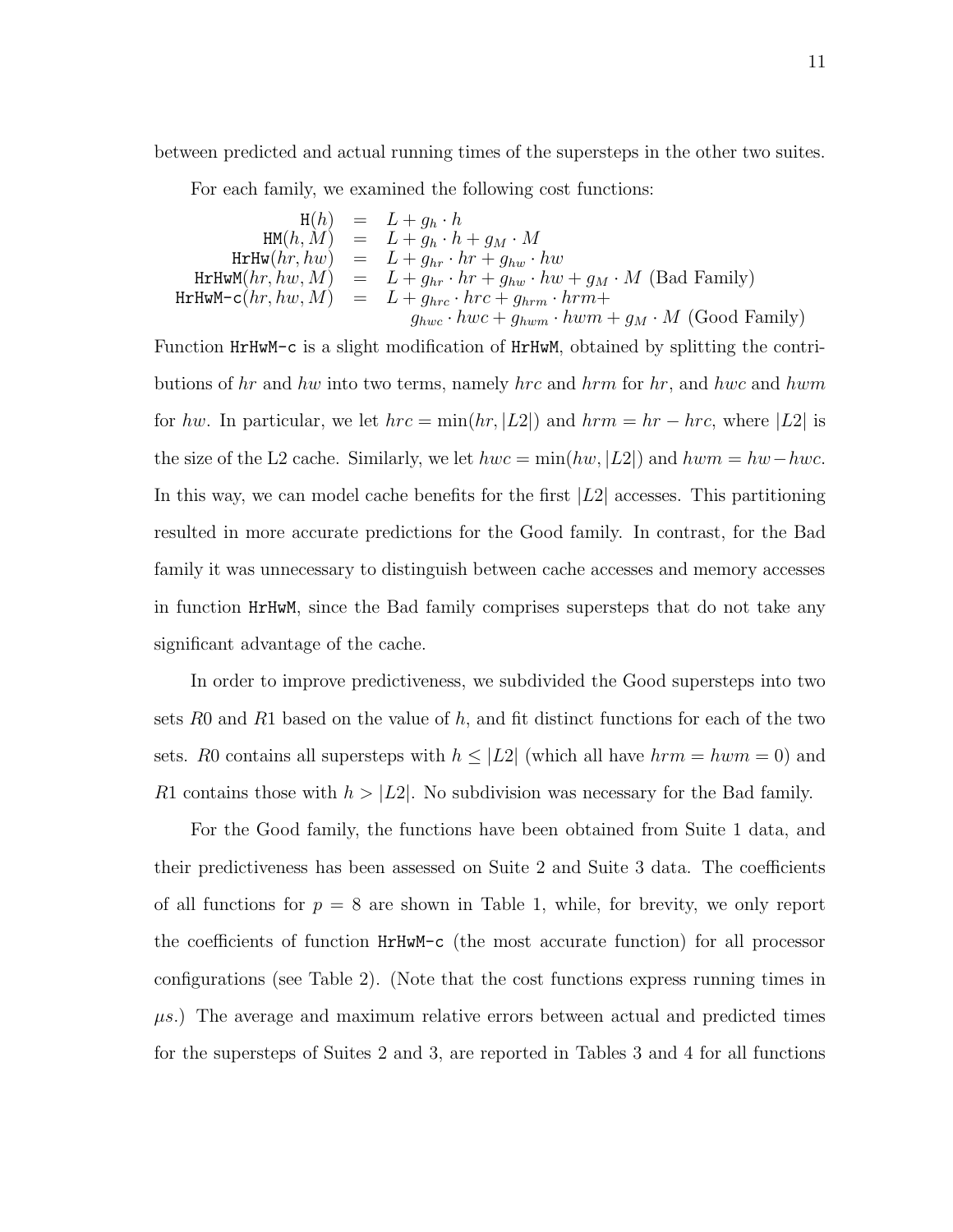between predicted and actual running times of the supersteps in the other two suites.

For each family, we examined the following cost functions:

$$
\begin{aligned}
\texttt{H}(h) &= L + g_h \cdot h \\
\texttt{HM}(h, M) &= L + g_h \cdot h + g_M \cdot M \\
\texttt{HrHw}(hr, hw) &= L + g_{hr} \cdot hr + g_{hw} \cdot hw \\
\texttt{HrHwM}(hr, hw, M) &= L + g_{hr} \cdot hr + g_{hw} \cdot hw + g_M \cdot M \text{ (Bad Family)} \\
\texttt{HrHwM-c}(hr, hw, M) &= L + g_{hrc} \cdot hrc + g_{hrm} \cdot hrm + \\
& \quad\; g_{hwc} \cdot hwc + g_{hwm} \cdot hwm + g_M \cdot M \text{ (Good Family)}
\end{aligned}
$$

Function HrHwM-c is a slight modification of HrHwM, obtained by splitting the contributions of $hr$ and $hw$ into two terms, namely $hrc$ and $hrm$ for $hr$, and $hwc$ and $hwm$ for $hw$. In particular, we let $hrc = \min(hr, |L2|)$ and $hrm = hr - hrc$, where $|L2|$ is the size of the L2 cache. Similarly, we let $hwc = \min(hw, |L2|)$ and $hwm = hw - hwc$. In this way, we can model cache benefits for the first $|L2|$ accesses. This partitioning resulted in more accurate predictions for the Good family. In contrast, for the Bad family it was unnecessary to distinguish between cache accesses and memory accesses in function HrHwM, since the Bad family comprises supersteps that do not take any significant advantage of the cache.

In order to improve predictiveness, we subdivided the Good supersteps into two sets $R0$ and $R1$ based on the value of $h$, and fit distinct functions for each of the two sets. $R0$ contains all supersteps with $h \leq |L2|$ (which all have $hrm = hwm = 0$) and $R1$ contains those with $h > |L2|$. No subdivision was necessary for the Bad family.

For the Good family, the functions have been obtained from Suite 1 data, and their predictiveness has been assessed on Suite 2 and Suite 3 data. The coefficients of all functions for $p = 8$ are shown in Table 1, while, for brevity, we only report the coefficients of function HrHwM-c (the most accurate function) for all processor configurations (see Table 2). (Note that the cost functions express running times in $\mu s$.) The average and maximum relative errors between actual and predicted times for the supersteps of Suites 2 and 3, are reported in Tables 3 and 4 for all functions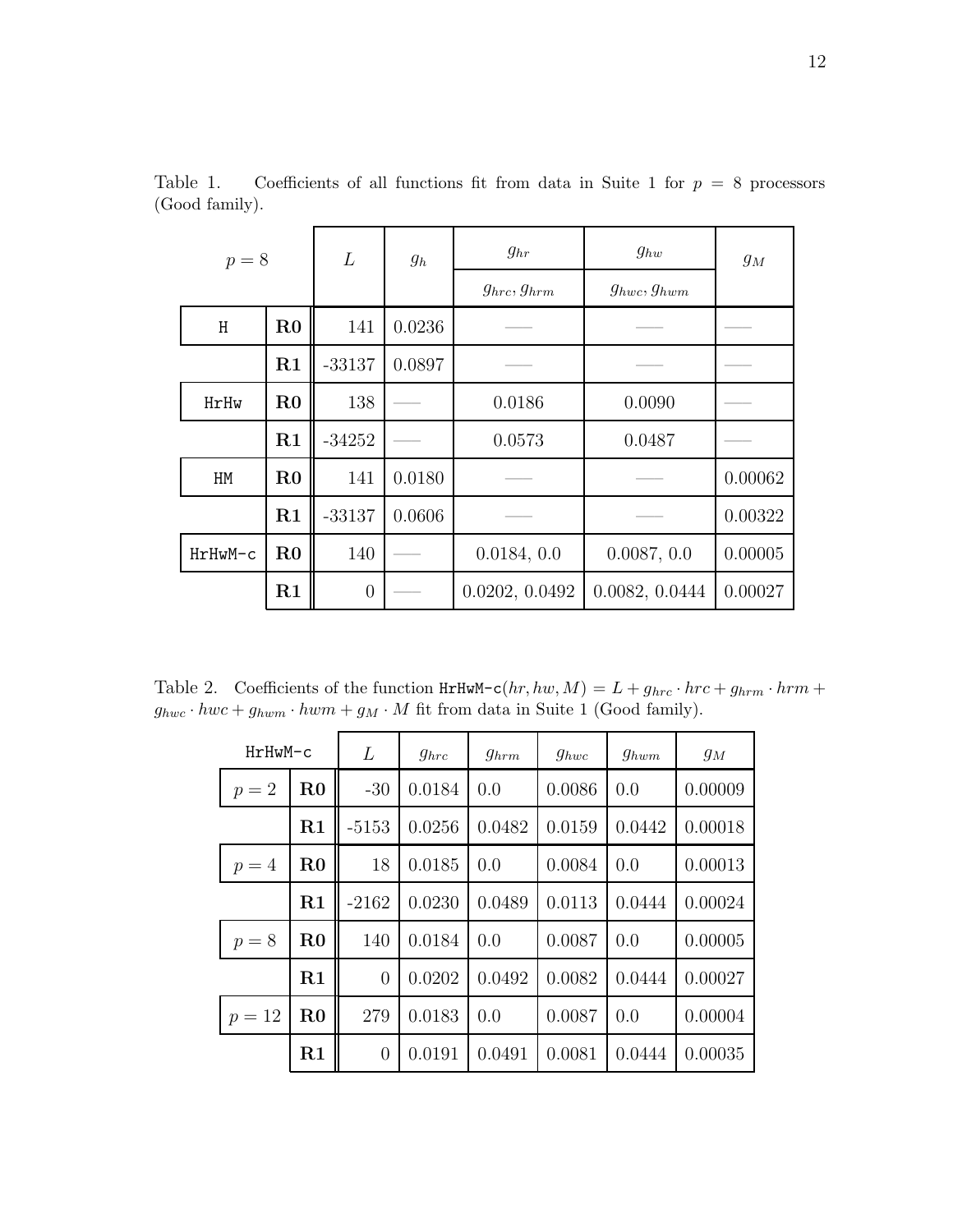Table 1. Coefficients of all functions fit from data in Suite 1 for $p = 8$ processors (Good family).

| $p = 8$ | | $L$ | $g_h$ | $g_{hr}$ | $g_{hw}$ | $g_M$ |
|---|---|---|---|---|---|---|
| | | | | $g_{hrc}, g_{hrm}$ | $g_{hwc}, g_{hwm}$ | |
| H | **R0** | 141 | 0.0236 | —— | —— | —— |
| | **R1** | -33137 | 0.0897 | —— | —— | —— |
| HrHw | **R0** | 138 | —— | 0.0186 | 0.0090 | —— |
| | **R1** | -34252 | —— | 0.0573 | 0.0487 | —— |
| HM | **R0** | 141 | 0.0180 | —— | —— | 0.00062 |
| | **R1** | -33137 | 0.0606 | —— | —— | 0.00322 |
| HrHwM-c | **R0** | 140 | —— | 0.0184, 0.0 | 0.0087, 0.0 | 0.00005 |
| | **R1** | 0 | —— | 0.0202, 0.0492 | 0.0082, 0.0444 | 0.00027 |

Table 2. Coefficients of the function HrHwM-c$(hr, hw, M) = L + g_{hrc} \cdot hrc + g_{hrm} \cdot hrm + g_{hwc} \cdot hwc + g_{hwm} \cdot hwm + g_M \cdot M$ fit from data in Suite 1 (Good family).

| HrHwM-c | | $L$ | $g_{hrc}$ | $g_{hrm}$ | $g_{hwc}$ | $g_{hwm}$ | $g_M$ |
|---|---|---|---|---|---|---|---|
| $p = 2$ | **R0** | -30 | 0.0184 | 0.0 | 0.0086 | 0.0 | 0.00009 |
| | **R1** | -5153 | 0.0256 | 0.0482 | 0.0159 | 0.0442 | 0.00018 |
| $p = 4$ | **R0** | 18 | 0.0185 | 0.0 | 0.0084 | 0.0 | 0.00013 |
| | **R1** | -2162 | 0.0230 | 0.0489 | 0.0113 | 0.0444 | 0.00024 |
| $p = 8$ | **R0** | 140 | 0.0184 | 0.0 | 0.0087 | 0.0 | 0.00005 |
| | **R1** | 0 | 0.0202 | 0.0492 | 0.0082 | 0.0444 | 0.00027 |
| $p = 12$ | **R0** | 279 | 0.0183 | 0.0 | 0.0087 | 0.0 | 0.00004 |
| | **R1** | 0 | 0.0191 | 0.0491 | 0.0081 | 0.0444 | 0.00035 |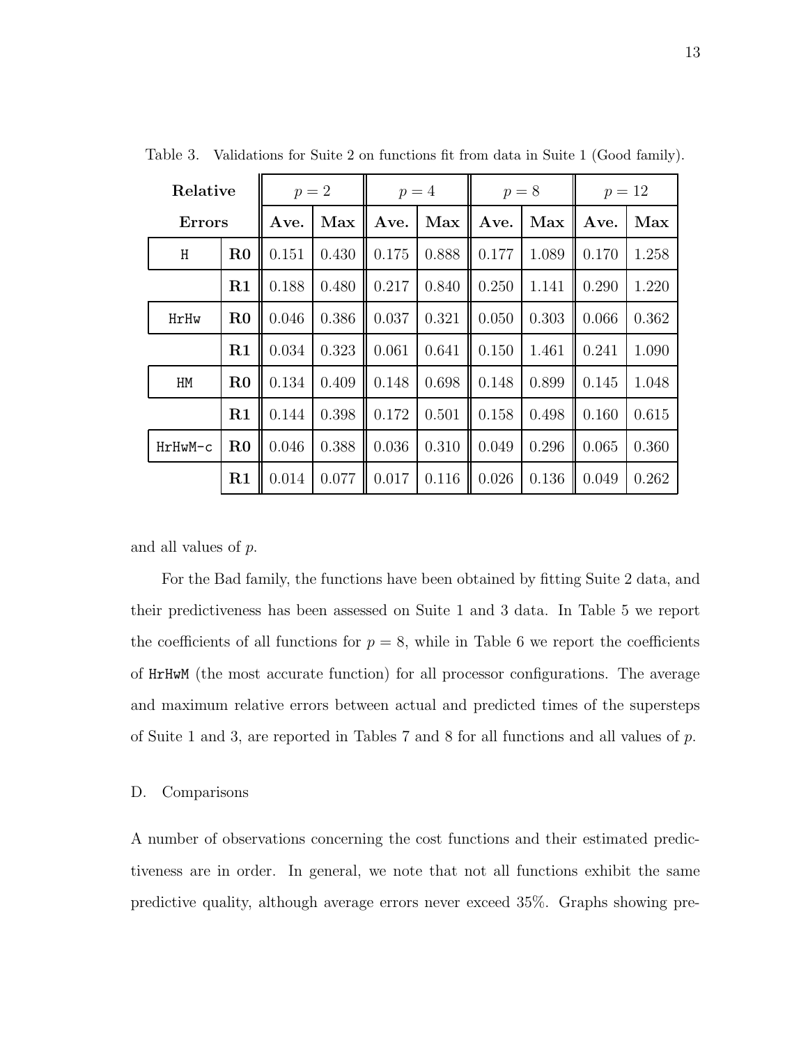Table 3. Validations for Suite 2 on functions fit from data in Suite 1 (Good family).

| Relative Errors | | $p = 2$ | | $p = 4$ | | $p = 8$ | | $p = 12$ | |
|---|---|---|---|---|---|---|---|---|---|
| | | **Ave.** | **Max** | **Ave.** | **Max** | **Ave.** | **Max** | **Ave.** | **Max** |
| `H` | **R0** | 0.151 | 0.430 | 0.175 | 0.888 | 0.177 | 1.089 | 0.170 | 1.258 |
| | **R1** | 0.188 | 0.480 | 0.217 | 0.840 | 0.250 | 1.141 | 0.290 | 1.220 |
| `HrHw` | **R0** | 0.046 | 0.386 | 0.037 | 0.321 | 0.050 | 0.303 | 0.066 | 0.362 |
| | **R1** | 0.034 | 0.323 | 0.061 | 0.641 | 0.150 | 1.461 | 0.241 | 1.090 |
| `HM` | **R0** | 0.134 | 0.409 | 0.148 | 0.698 | 0.148 | 0.899 | 0.145 | 1.048 |
| | **R1** | 0.144 | 0.398 | 0.172 | 0.501 | 0.158 | 0.498 | 0.160 | 0.615 |
| `HrHwM-c` | **R0** | 0.046 | 0.388 | 0.036 | 0.310 | 0.049 | 0.296 | 0.065 | 0.360 |
| | **R1** | 0.014 | 0.077 | 0.017 | 0.116 | 0.026 | 0.136 | 0.049 | 0.262 |

and all values of $p$.

For the Bad family, the functions have been obtained by fitting Suite 2 data, and their predictiveness has been assessed on Suite 1 and 3 data. In Table 5 we report the coefficients of all functions for $p = 8$, while in Table 6 we report the coefficients of `HrHwM` (the most accurate function) for all processor configurations. The average and maximum relative errors between actual and predicted times of the supersteps of Suite 1 and 3, are reported in Tables 7 and 8 for all functions and all values of $p$.

## D. Comparisons

A number of observations concerning the cost functions and their estimated predictiveness are in order. In general, we note that not all functions exhibit the same predictive quality, although average errors never exceed 35%. Graphs showing pre-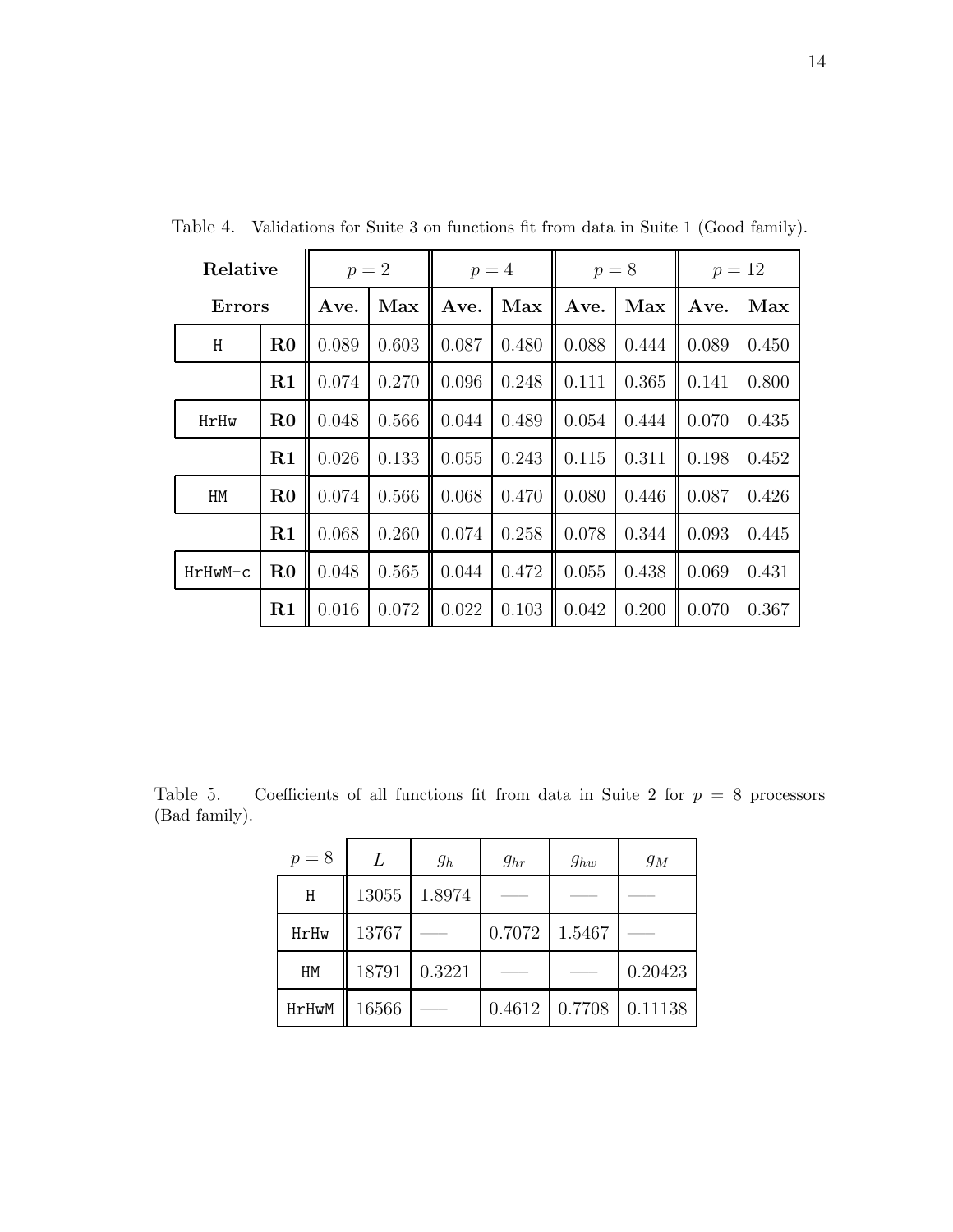Table 4. Validations for Suite 3 on functions fit from data in Suite 1 (Good family).

| Relative Errors | | $p = 2$ | | $p = 4$ | | $p = 8$ | | $p = 12$ | |
|---|---|---|---|---|---|---|---|---|---|
| | | **Ave.** | **Max** | **Ave.** | **Max** | **Ave.** | **Max** | **Ave.** | **Max** |
| `H` | **R0** | 0.089 | 0.603 | 0.087 | 0.480 | 0.088 | 0.444 | 0.089 | 0.450 |
| | **R1** | 0.074 | 0.270 | 0.096 | 0.248 | 0.111 | 0.365 | 0.141 | 0.800 |
| `HrHw` | **R0** | 0.048 | 0.566 | 0.044 | 0.489 | 0.054 | 0.444 | 0.070 | 0.435 |
| | **R1** | 0.026 | 0.133 | 0.055 | 0.243 | 0.115 | 0.311 | 0.198 | 0.452 |
| `HM` | **R0** | 0.074 | 0.566 | 0.068 | 0.470 | 0.080 | 0.446 | 0.087 | 0.426 |
| | **R1** | 0.068 | 0.260 | 0.074 | 0.258 | 0.078 | 0.344 | 0.093 | 0.445 |
| `HrHwM-c` | **R0** | 0.048 | 0.565 | 0.044 | 0.472 | 0.055 | 0.438 | 0.069 | 0.431 |
| | **R1** | 0.016 | 0.072 | 0.022 | 0.103 | 0.042 | 0.200 | 0.070 | 0.367 |

Table 5. Coefficients of all functions fit from data in Suite 2 for $p = 8$ processors (Bad family).

| $p = 8$ | $L$ | $g_h$ | $g_{hr}$ | $g_{hw}$ | $g_M$ |
|---|---|---|---|---|---|
| `H` | 13055 | 1.8974 | —— | —— | —— |
| `HrHw` | 13767 | —— | 0.7072 | 1.5467 | —— |
| `HM` | 18791 | 0.3221 | —— | —— | 0.20423 |
| `HrHwM` | 16566 | —— | 0.4612 | 0.7708 | 0.11138 |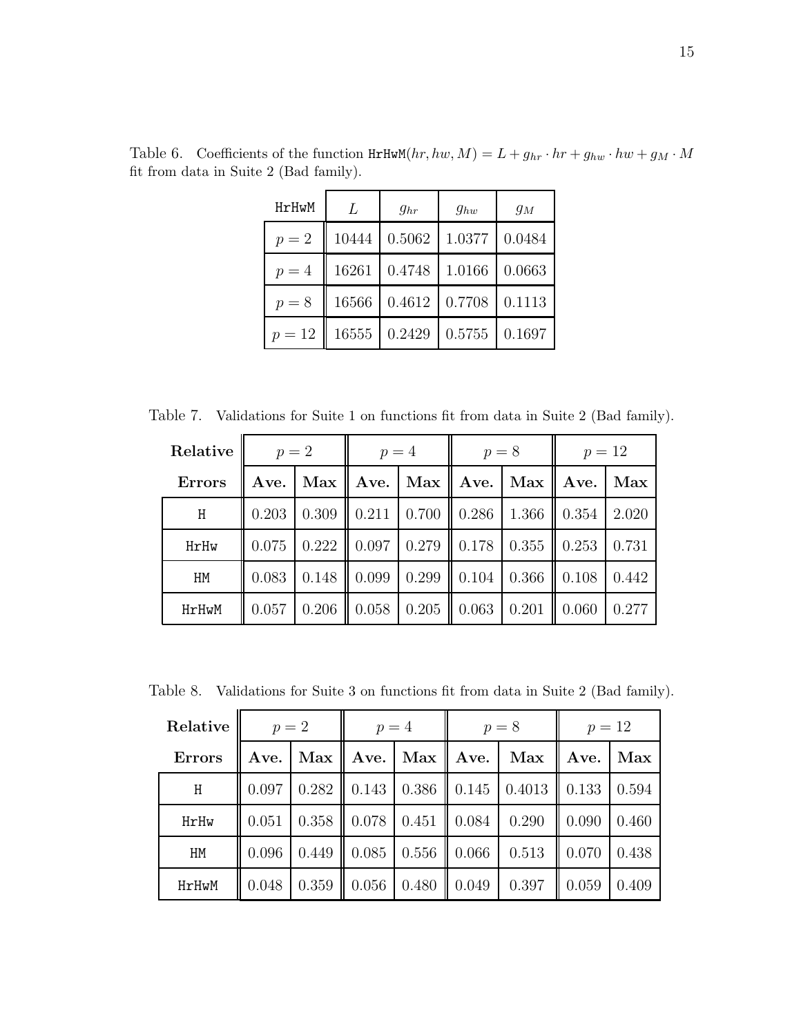Table 6. Coefficients of the function $\texttt{HrHwM}(hr, hw, M) = L + g_{hr} \cdot hr + g_{hw} \cdot hw + g_M \cdot M$ fit from data in Suite 2 (Bad family).

| HrHwM | $L$ | $g_{hr}$ | $g_{hw}$ | $g_M$ |
|---|---|---|---|---|
| $p = 2$ | 10444 | 0.5062 | 1.0377 | 0.0484 |
| $p = 4$ | 16261 | 0.4748 | 1.0166 | 0.0663 |
| $p = 8$ | 16566 | 0.4612 | 0.7708 | 0.1113 |
| $p = 12$ | 16555 | 0.2429 | 0.5755 | 0.1697 |

Table 7. Validations for Suite 1 on functions fit from data in Suite 2 (Bad family).

| **Relative** | $p = 2$ | | $p = 4$ | | $p = 8$ | | $p = 12$ | |
|---|---|---|---|---|---|---|---|---|
| **Errors** | **Ave.** | **Max** | **Ave.** | **Max** | **Ave.** | **Max** | **Ave.** | **Max** |
| H | 0.203 | 0.309 | 0.211 | 0.700 | 0.286 | 1.366 | 0.354 | 2.020 |
| HrHw | 0.075 | 0.222 | 0.097 | 0.279 | 0.178 | 0.355 | 0.253 | 0.731 |
| HM | 0.083 | 0.148 | 0.099 | 0.299 | 0.104 | 0.366 | 0.108 | 0.442 |
| HrHwM | 0.057 | 0.206 | 0.058 | 0.205 | 0.063 | 0.201 | 0.060 | 0.277 |

Table 8. Validations for Suite 3 on functions fit from data in Suite 2 (Bad family).

| **Relative** | $p = 2$ | | $p = 4$ | | $p = 8$ | | $p = 12$ | |
|---|---|---|---|---|---|---|---|---|
| **Errors** | **Ave.** | **Max** | **Ave.** | **Max** | **Ave.** | **Max** | **Ave.** | **Max** |
| H | 0.097 | 0.282 | 0.143 | 0.386 | 0.145 | 0.4013 | 0.133 | 0.594 |
| HrHw | 0.051 | 0.358 | 0.078 | 0.451 | 0.084 | 0.290 | 0.090 | 0.460 |
| HM | 0.096 | 0.449 | 0.085 | 0.556 | 0.066 | 0.513 | 0.070 | 0.438 |
| HrHwM | 0.048 | 0.359 | 0.056 | 0.480 | 0.049 | 0.397 | 0.059 | 0.409 |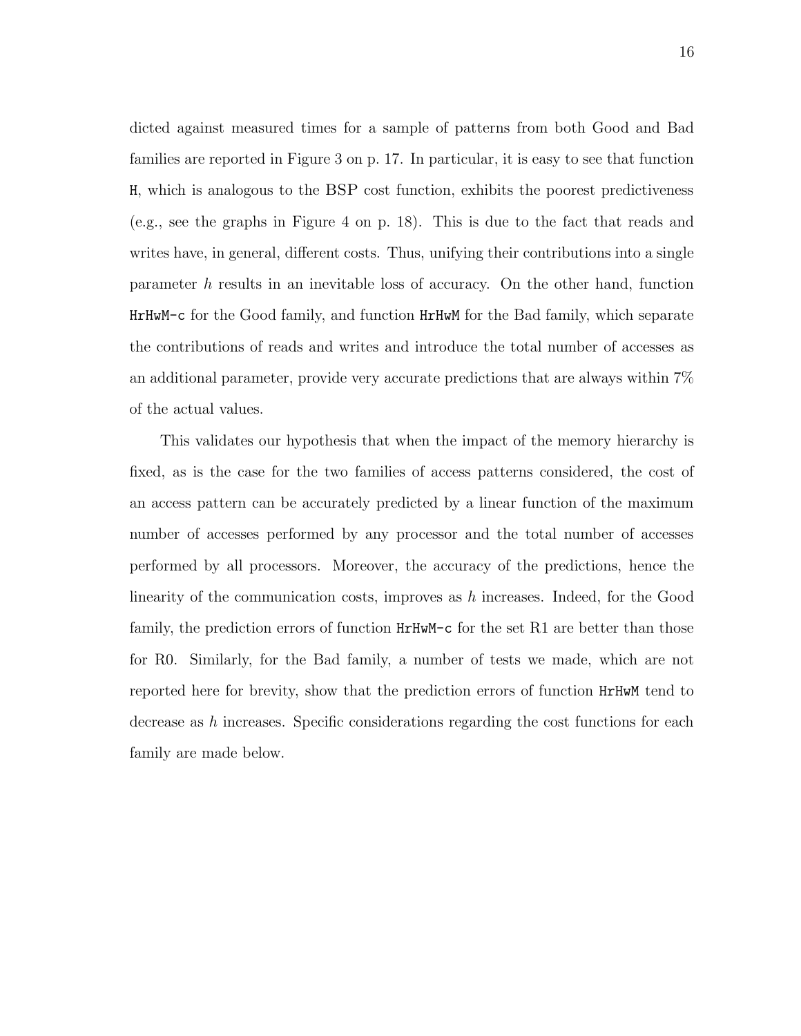dicted against measured times for a sample of patterns from both Good and Bad families are reported in Figure 3 on p. 17. In particular, it is easy to see that function `H`, which is analogous to the BSP cost function, exhibits the poorest predictiveness (e.g., see the graphs in Figure 4 on p. 18). This is due to the fact that reads and writes have, in general, different costs. Thus, unifying their contributions into a single parameter $h$ results in an inevitable loss of accuracy. On the other hand, function `HrHwM-c` for the Good family, and function `HrHwM` for the Bad family, which separate the contributions of reads and writes and introduce the total number of accesses as an additional parameter, provide very accurate predictions that are always within 7% of the actual values.

This validates our hypothesis that when the impact of the memory hierarchy is fixed, as is the case for the two families of access patterns considered, the cost of an access pattern can be accurately predicted by a linear function of the maximum number of accesses performed by any processor and the total number of accesses performed by all processors. Moreover, the accuracy of the predictions, hence the linearity of the communication costs, improves as $h$ increases. Indeed, for the Good family, the prediction errors of function `HrHwM-c` for the set R1 are better than those for R0. Similarly, for the Bad family, a number of tests we made, which are not reported here for brevity, show that the prediction errors of function `HrHwM` tend to decrease as $h$ increases. Specific considerations regarding the cost functions for each family are made below.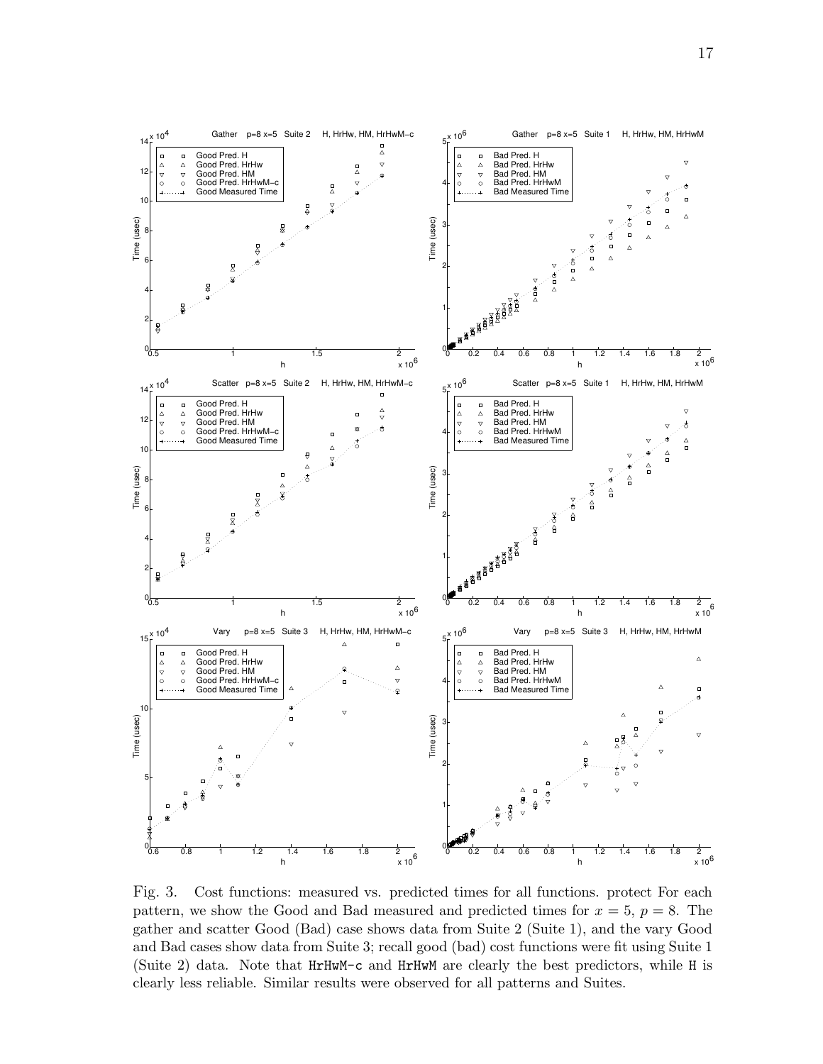Fig. 3. Cost functions: measured vs. predicted times for all functions. protect For each pattern, we show the Good and Bad measured and predicted times for $x = 5$, $p = 8$. The gather and scatter Good (Bad) case shows data from Suite 2 (Suite 1), and the vary Good and Bad cases show data from Suite 3; recall good (bad) cost functions were fit using Suite 1 (Suite 2) data. Note that `HrHwM-c` and `HrHwM` are clearly the best predictors, while `H` is clearly less reliable. Similar results were observed for all patterns and Suites.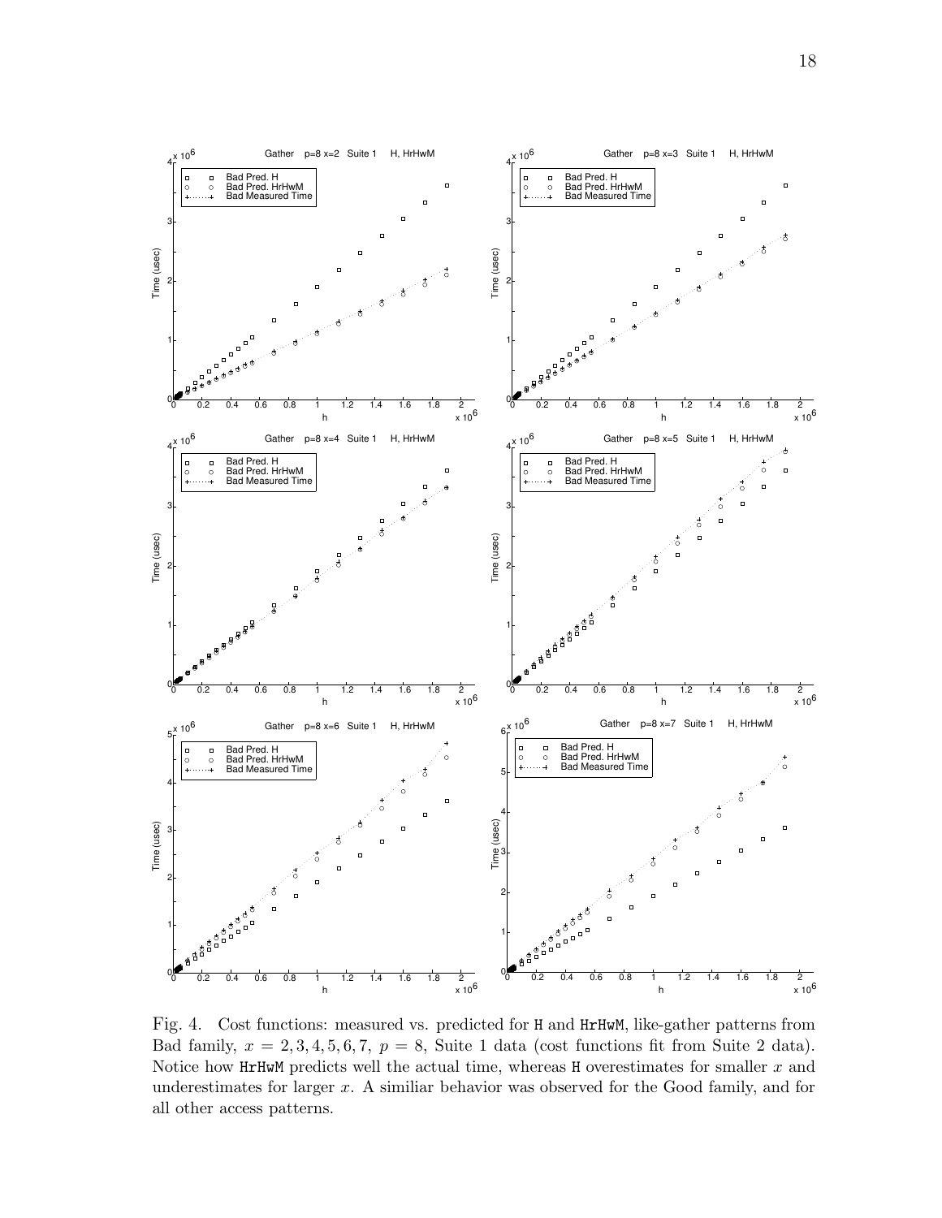Fig. 4. Cost functions: measured vs. predicted for H and HrHwM, like-gather patterns from Bad family, $x = 2, 3, 4, 5, 6, 7$, $p = 8$, Suite 1 data (cost functions fit from Suite 2 data). Notice how HrHwM predicts well the actual time, whereas H overestimates for smaller $x$ and underestimates for larger $x$. A similiar behavior was observed for the Good family, and for all other access patterns.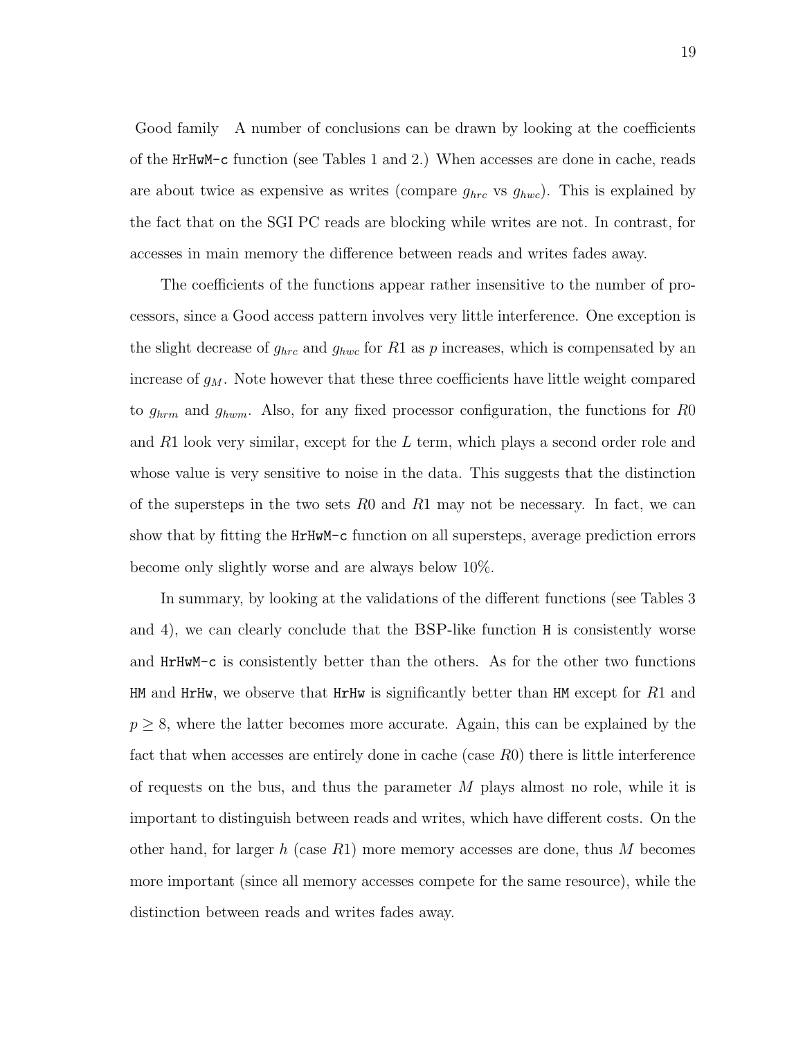**Good family** A number of conclusions can be drawn by looking at the coefficients of the `HrHwM-c` function (see Tables 1 and 2.) When accesses are done in cache, reads are about twice as expensive as writes (compare $g_{hrc}$ vs $g_{hwc}$). This is explained by the fact that on the SGI PC reads are blocking while writes are not. In contrast, for accesses in main memory the difference between reads and writes fades away.

The coefficients of the functions appear rather insensitive to the number of processors, since a Good access pattern involves very little interference. One exception is the slight decrease of $g_{hrc}$ and $g_{hwc}$ for $R1$ as $p$ increases, which is compensated by an increase of $g_M$. Note however that these three coefficients have little weight compared to $g_{hrm}$ and $g_{hwm}$. Also, for any fixed processor configuration, the functions for $R0$ and $R1$ look very similar, except for the $L$ term, which plays a second order role and whose value is very sensitive to noise in the data. This suggests that the distinction of the supersteps in the two sets $R0$ and $R1$ may not be necessary. In fact, we can show that by fitting the `HrHwM-c` function on all supersteps, average prediction errors become only slightly worse and are always below 10%.

In summary, by looking at the validations of the different functions (see Tables 3 and 4), we can clearly conclude that the BSP-like function `H` is consistently worse and `HrHwM-c` is consistently better than the others. As for the other two functions `HM` and `HrHw`, we observe that `HrHw` is significantly better than `HM` except for $R1$ and $p \geq 8$, where the latter becomes more accurate. Again, this can be explained by the fact that when accesses are entirely done in cache (case $R0$) there is little interference of requests on the bus, and thus the parameter $M$ plays almost no role, while it is important to distinguish between reads and writes, which have different costs. On the other hand, for larger $h$ (case $R1$) more memory accesses are done, thus $M$ becomes more important (since all memory accesses compete for the same resource), while the distinction between reads and writes fades away.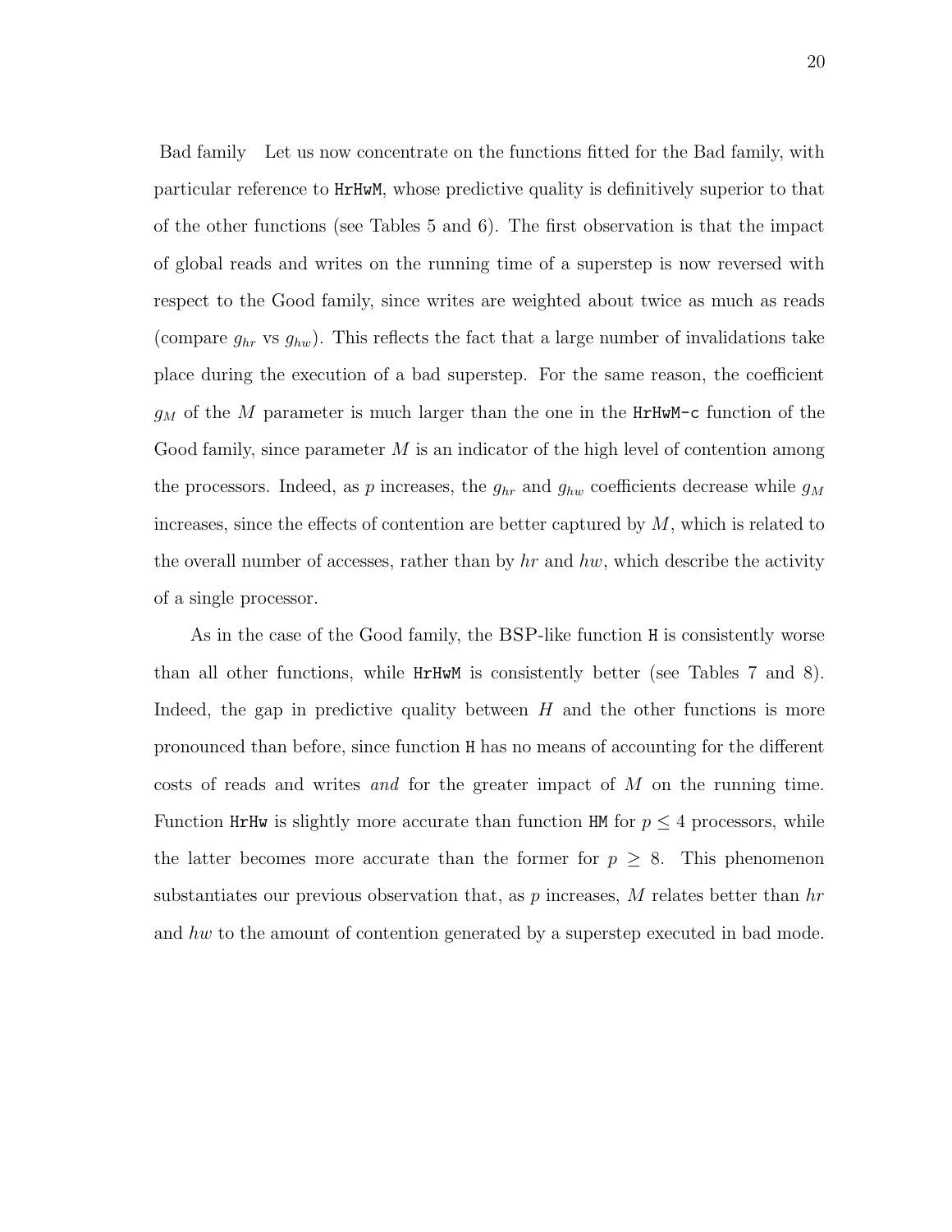**Bad family** Let us now concentrate on the functions fitted for the Bad family, with particular reference to `HrHwM`, whose predictive quality is definitively superior to that of the other functions (see Tables 5 and 6). The first observation is that the impact of global reads and writes on the running time of a superstep is now reversed with respect to the Good family, since writes are weighted about twice as much as reads (compare $g_{hr}$ vs $g_{hw}$). This reflects the fact that a large number of invalidations take place during the execution of a bad superstep. For the same reason, the coefficient $g_M$ of the $M$ parameter is much larger than the one in the `HrHwM-c` function of the Good family, since parameter $M$ is an indicator of the high level of contention among the processors. Indeed, as $p$ increases, the $g_{hr}$ and $g_{hw}$ coefficients decrease while $g_M$ increases, since the effects of contention are better captured by $M$, which is related to the overall number of accesses, rather than by $hr$ and $hw$, which describe the activity of a single processor.

As in the case of the Good family, the BSP-like function `H` is consistently worse than all other functions, while `HrHwM` is consistently better (see Tables 7 and 8). Indeed, the gap in predictive quality between $H$ and the other functions is more pronounced than before, since function `H` has no means of accounting for the different costs of reads and writes *and* for the greater impact of $M$ on the running time. Function `HrHw` is slightly more accurate than function `HM` for $p \leq 4$ processors, while the latter becomes more accurate than the former for $p \geq 8$. This phenomenon substantiates our previous observation that, as $p$ increases, $M$ relates better than $hr$ and $hw$ to the amount of contention generated by a superstep executed in bad mode.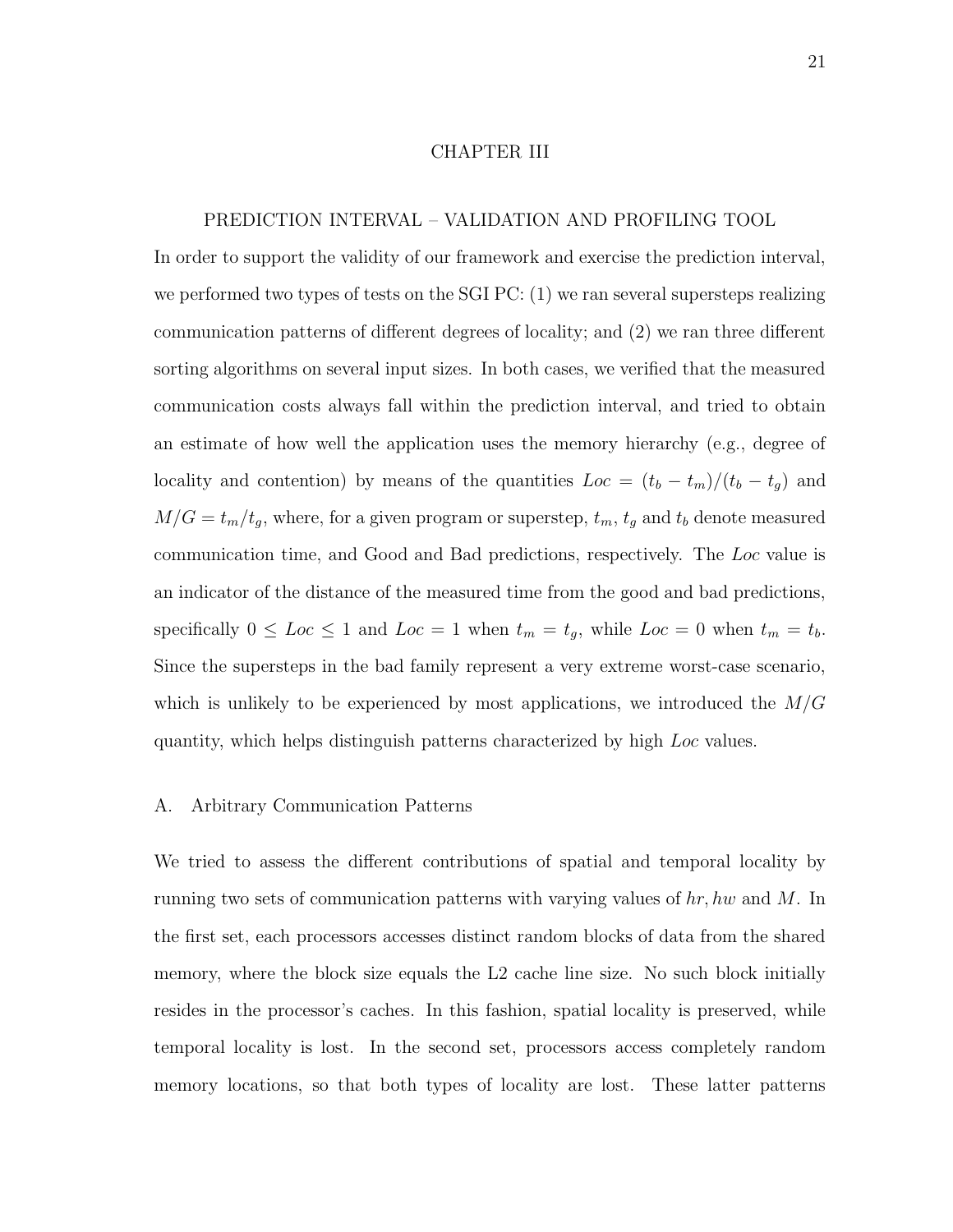# CHAPTER III

## PREDICTION INTERVAL – VALIDATION AND PROFILING TOOL

In order to support the validity of our framework and exercise the prediction interval, we performed two types of tests on the SGI PC: (1) we ran several supersteps realizing communication patterns of different degrees of locality; and (2) we ran three different sorting algorithms on several input sizes. In both cases, we verified that the measured communication costs always fall within the prediction interval, and tried to obtain an estimate of how well the application uses the memory hierarchy (e.g., degree of locality and contention) by means of the quantities $Loc = (t_b - t_m)/(t_b - t_g)$ and $M/G = t_m/t_g$, where, for a given program or superstep, $t_m$, $t_g$ and $t_b$ denote measured communication time, and Good and Bad predictions, respectively. The *Loc* value is an indicator of the distance of the measured time from the good and bad predictions, specifically $0 \leq Loc \leq 1$ and $Loc = 1$ when $t_m = t_g$, while $Loc = 0$ when $t_m = t_b$. Since the supersteps in the bad family represent a very extreme worst-case scenario, which is unlikely to be experienced by most applications, we introduced the $M/G$ quantity, which helps distinguish patterns characterized by high *Loc* values.

### A. Arbitrary Communication Patterns

We tried to assess the different contributions of spatial and temporal locality by running two sets of communication patterns with varying values of $hr, hw$ and $M$. In the first set, each processors accesses distinct random blocks of data from the shared memory, where the block size equals the L2 cache line size. No such block initially resides in the processor's caches. In this fashion, spatial locality is preserved, while temporal locality is lost. In the second set, processors access completely random memory locations, so that both types of locality are lost. These latter patterns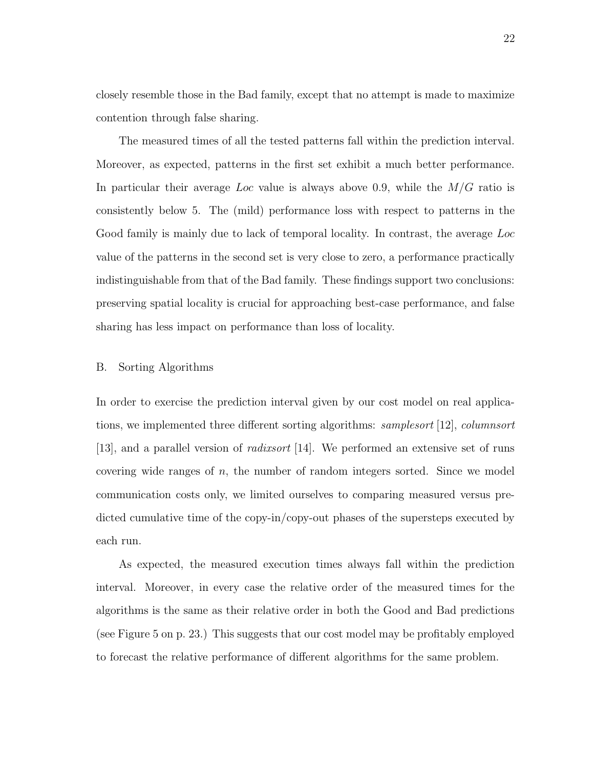closely resemble those in the Bad family, except that no attempt is made to maximize contention through false sharing.

The measured times of all the tested patterns fall within the prediction interval. Moreover, as expected, patterns in the first set exhibit a much better performance. In particular their average *Loc* value is always above 0.9, while the $M/G$ ratio is consistently below 5. The (mild) performance loss with respect to patterns in the Good family is mainly due to lack of temporal locality. In contrast, the average *Loc* value of the patterns in the second set is very close to zero, a performance practically indistinguishable from that of the Bad family. These findings support two conclusions: preserving spatial locality is crucial for approaching best-case performance, and false sharing has less impact on performance than loss of locality.

## B. Sorting Algorithms

In order to exercise the prediction interval given by our cost model on real applications, we implemented three different sorting algorithms: *samplesort* [12], *columnsort* [13], and a parallel version of *radixsort* [14]. We performed an extensive set of runs covering wide ranges of $n$, the number of random integers sorted. Since we model communication costs only, we limited ourselves to comparing measured versus predicted cumulative time of the copy-in/copy-out phases of the supersteps executed by each run.

As expected, the measured execution times always fall within the prediction interval. Moreover, in every case the relative order of the measured times for the algorithms is the same as their relative order in both the Good and Bad predictions (see Figure 5 on p. 23.) This suggests that our cost model may be profitably employed to forecast the relative performance of different algorithms for the same problem.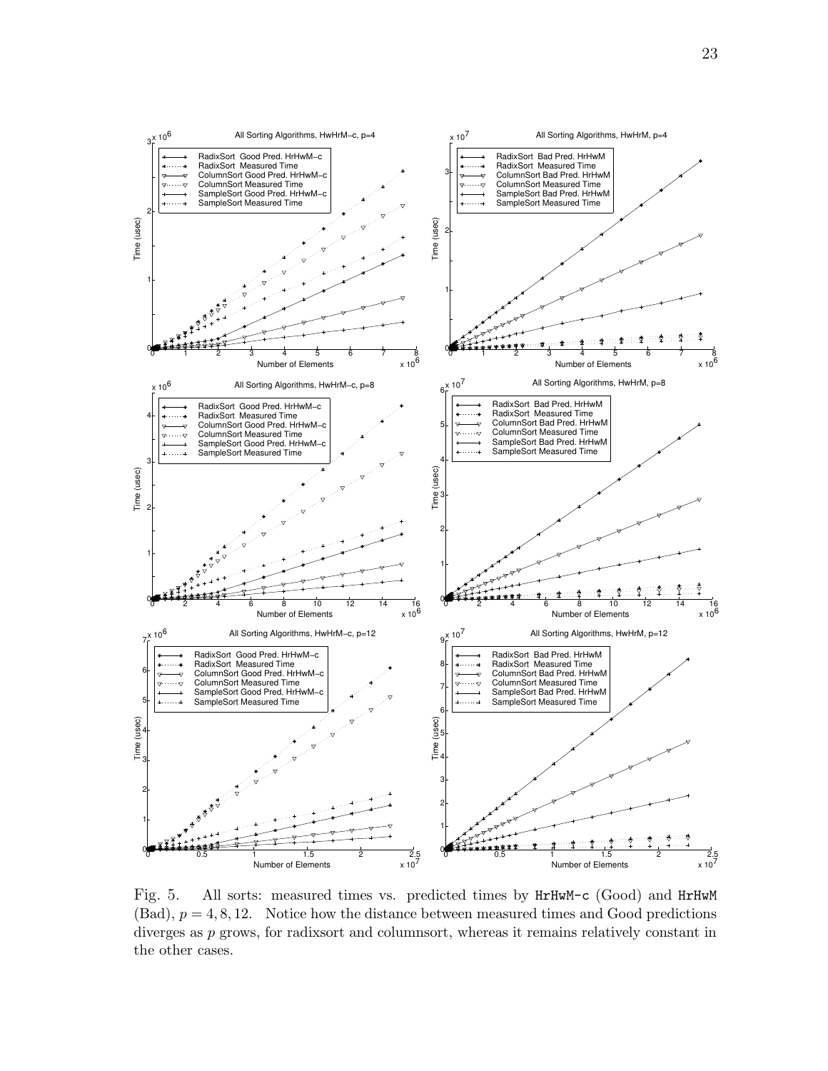Fig. 5. All sorts: measured times vs. predicted times by HrHwM-c (Good) and HrHwM (Bad), $p = 4, 8, 12$. Notice how the distance between measured times and Good predictions diverges as $p$ grows, for radixsort and columnsort, whereas it remains relatively constant in the other cases.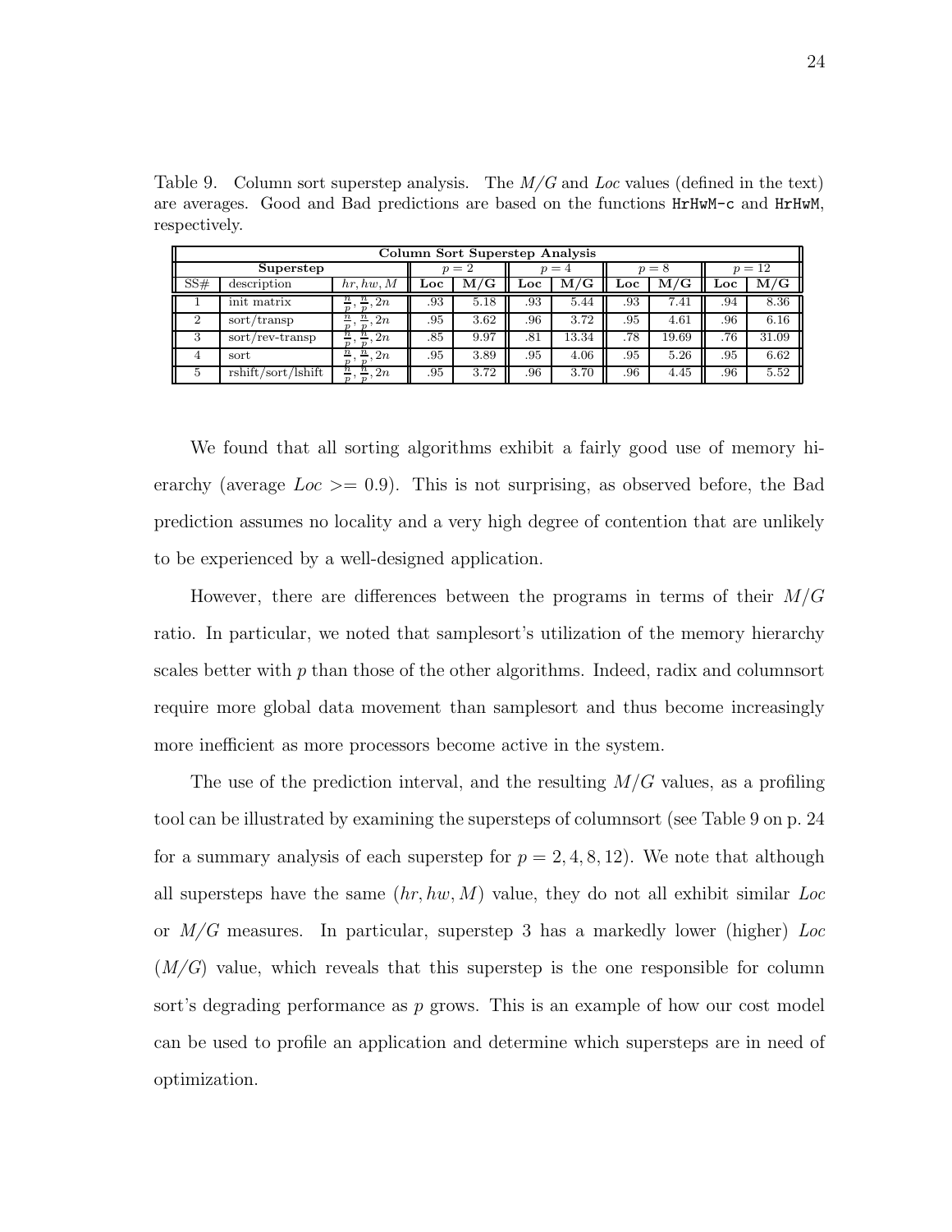Table 9. Column sort superstep analysis. The $M/G$ and *Loc* values (defined in the text) are averages. Good and Bad predictions are based on the functions `HrHwM-c` and `HrHwM`, respectively.

| **Column Sort Superstep Analysis** | | | | | | | | | | |
|---|---|---|---|---|---|---|---|---|---|---|
| **Superstep** | | | $p=2$ | | $p=4$ | | $p=8$ | | $p=12$ | |
| SS# | description | $hr, hw, M$ | **Loc** | **M/G** | **Loc** | **M/G** | **Loc** | **M/G** | **Loc** | **M/G** |
| 1 | init matrix | $\frac{n}{p}, \frac{n}{p}, 2n$ | .93 | 5.18 | .93 | 5.44 | .93 | 7.41 | .94 | 8.36 |
| 2 | sort/transp | $\frac{n}{p}, \frac{n}{p}, 2n$ | .95 | 3.62 | .96 | 3.72 | .95 | 4.61 | .96 | 6.16 |
| 3 | sort/rev-transp | $\frac{n}{p}, \frac{n}{p}, 2n$ | .85 | 9.97 | .81 | 13.34 | .78 | 19.69 | .76 | 31.09 |
| 4 | sort | $\frac{n}{p}, \frac{n}{p}, 2n$ | .95 | 3.89 | .95 | 4.06 | .95 | 5.26 | .95 | 6.62 |
| 5 | rshift/sort/lshift | $\frac{n}{p}, \frac{n}{p}, 2n$ | .95 | 3.72 | .96 | 3.70 | .96 | 4.45 | .96 | 5.52 |

We found that all sorting algorithms exhibit a fairly good use of memory hierarchy (average $Loc >= 0.9$). This is not surprising, as observed before, the Bad prediction assumes no locality and a very high degree of contention that are unlikely to be experienced by a well-designed application.

However, there are differences between the programs in terms of their $M/G$ ratio. In particular, we noted that samplesort's utilization of the memory hierarchy scales better with $p$ than those of the other algorithms. Indeed, radix and columnsort require more global data movement than samplesort and thus become increasingly more inefficient as more processors become active in the system.

The use of the prediction interval, and the resulting $M/G$ values, as a profiling tool can be illustrated by examining the supersteps of columnsort (see Table 9 on p. 24 for a summary analysis of each superstep for $p = 2, 4, 8, 12$). We note that although all supersteps have the same $(hr, hw, M)$ value, they do not all exhibit similar *Loc* or $M/G$ measures. In particular, superstep 3 has a markedly lower (higher) *Loc* ($M/G$) value, which reveals that this superstep is the one responsible for column sort's degrading performance as $p$ grows. This is an example of how our cost model can be used to profile an application and determine which supersteps are in need of optimization.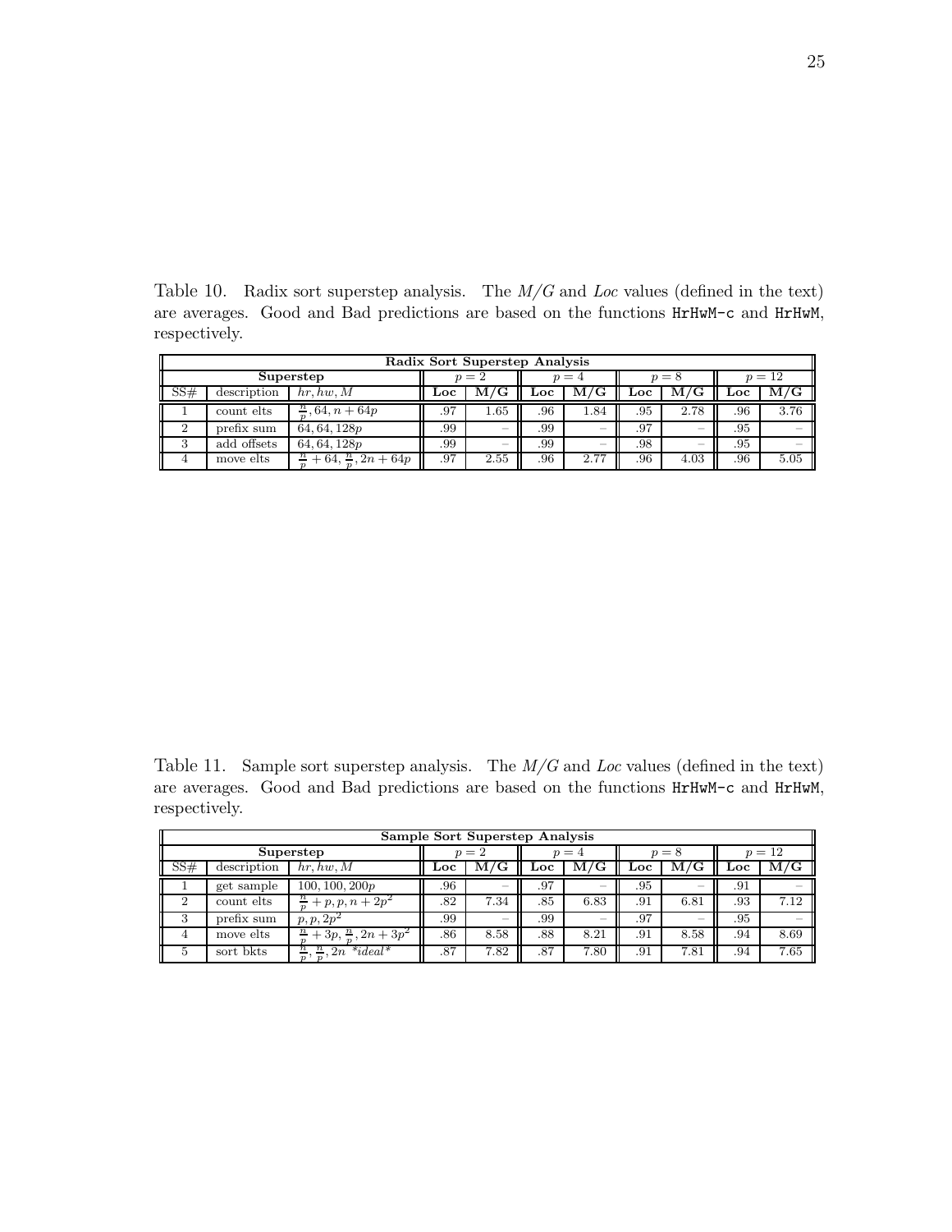Table 10. Radix sort superstep analysis. The *M/G* and *Loc* values (defined in the text) are averages. Good and Bad predictions are based on the functions `HrHwM-c` and `HrHwM`, respectively.

| **Radix Sort Superstep Analysis** | | | | | | | | | | |
|---|---|---|---|---|---|---|---|---|---|---|
| **Superstep** | | | $p = 2$ | | $p = 4$ | | $p = 8$ | | $p = 12$ | |
| SS# | description | $hr, hw, M$ | **Loc** | **M/G** | **Loc** | **M/G** | **Loc** | **M/G** | **Loc** | **M/G** |
| 1 | count elts | $\frac{n}{p}, 64, n + 64p$ | .97 | 1.65 | .96 | 1.84 | .95 | 2.78 | .96 | 3.76 |
| 2 | prefix sum | $64, 64, 128p$ | .99 | – | .99 | – | .97 | – | .95 | – |
| 3 | add offsets | $64, 64, 128p$ | .99 | – | .99 | – | .98 | – | .95 | – |
| 4 | move elts | $\frac{n}{p} + 64, \frac{n}{p}, 2n + 64p$ | .97 | 2.55 | .96 | 2.77 | .96 | 4.03 | .96 | 5.05 |

Table 11. Sample sort superstep analysis. The *M/G* and *Loc* values (defined in the text) are averages. Good and Bad predictions are based on the functions `HrHwM-c` and `HrHwM`, respectively.

| **Sample Sort Superstep Analysis** | | | | | | | | | | |
|---|---|---|---|---|---|---|---|---|---|---|
| **Superstep** | | | $p = 2$ | | $p = 4$ | | $p = 8$ | | $p = 12$ | |
| SS# | description | $hr, hw, M$ | **Loc** | **M/G** | **Loc** | **M/G** | **Loc** | **M/G** | **Loc** | **M/G** |
| 1 | get sample | $100, 100, 200p$ | .96 | – | .97 | – | .95 | – | .91 | – |
| 2 | count elts | $\frac{n}{p} + p, p, n + 2p^2$ | .82 | 7.34 | .85 | 6.83 | .91 | 6.81 | .93 | 7.12 |
| 3 | prefix sum | $p, p, 2p^2$ | .99 | – | .99 | – | .97 | – | .95 | – |
| 4 | move elts | $\frac{n}{p} + 3p, \frac{n}{p}, 2n + 3p^2$ | .86 | 8.58 | .88 | 8.21 | .91 | 8.58 | .94 | 8.69 |
| 5 | sort bkts | $\frac{n}{p}, \frac{n}{p}, 2n$ *\*ideal\** | .87 | 7.82 | .87 | 7.80 | .91 | 7.81 | .94 | 7.65 |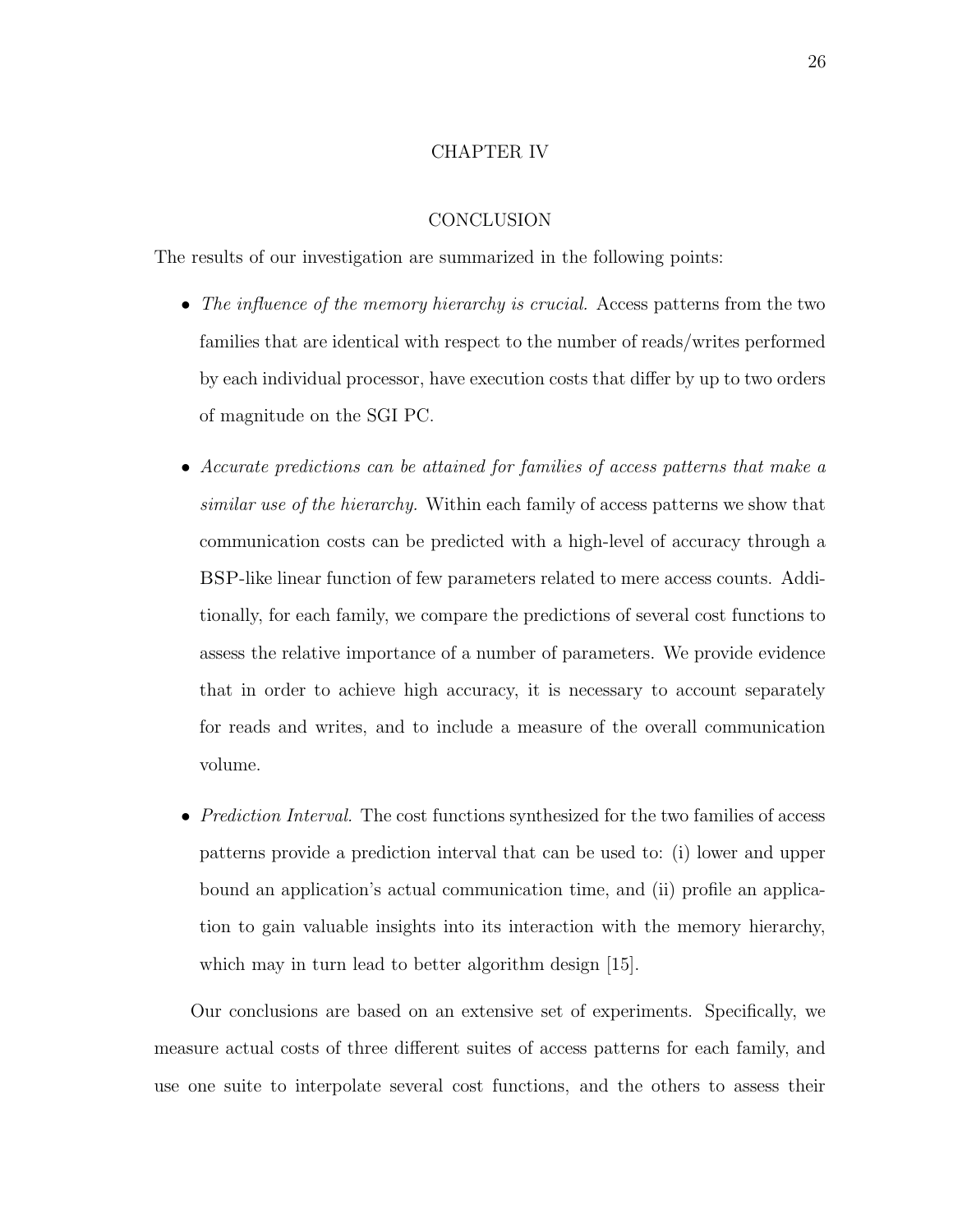# CHAPTER IV

## CONCLUSION

The results of our investigation are summarized in the following points:

- *The influence of the memory hierarchy is crucial.* Access patterns from the two families that are identical with respect to the number of reads/writes performed by each individual processor, have execution costs that differ by up to two orders of magnitude on the SGI PC.

- *Accurate predictions can be attained for families of access patterns that make a similar use of the hierarchy.* Within each family of access patterns we show that communication costs can be predicted with a high-level of accuracy through a BSP-like linear function of few parameters related to mere access counts. Additionally, for each family, we compare the predictions of several cost functions to assess the relative importance of a number of parameters. We provide evidence that in order to achieve high accuracy, it is necessary to account separately for reads and writes, and to include a measure of the overall communication volume.

- *Prediction Interval.* The cost functions synthesized for the two families of access patterns provide a prediction interval that can be used to: (i) lower and upper bound an application's actual communication time, and (ii) profile an application to gain valuable insights into its interaction with the memory hierarchy, which may in turn lead to better algorithm design [15].

Our conclusions are based on an extensive set of experiments. Specifically, we measure actual costs of three different suites of access patterns for each family, and use one suite to interpolate several cost functions, and the others to assess their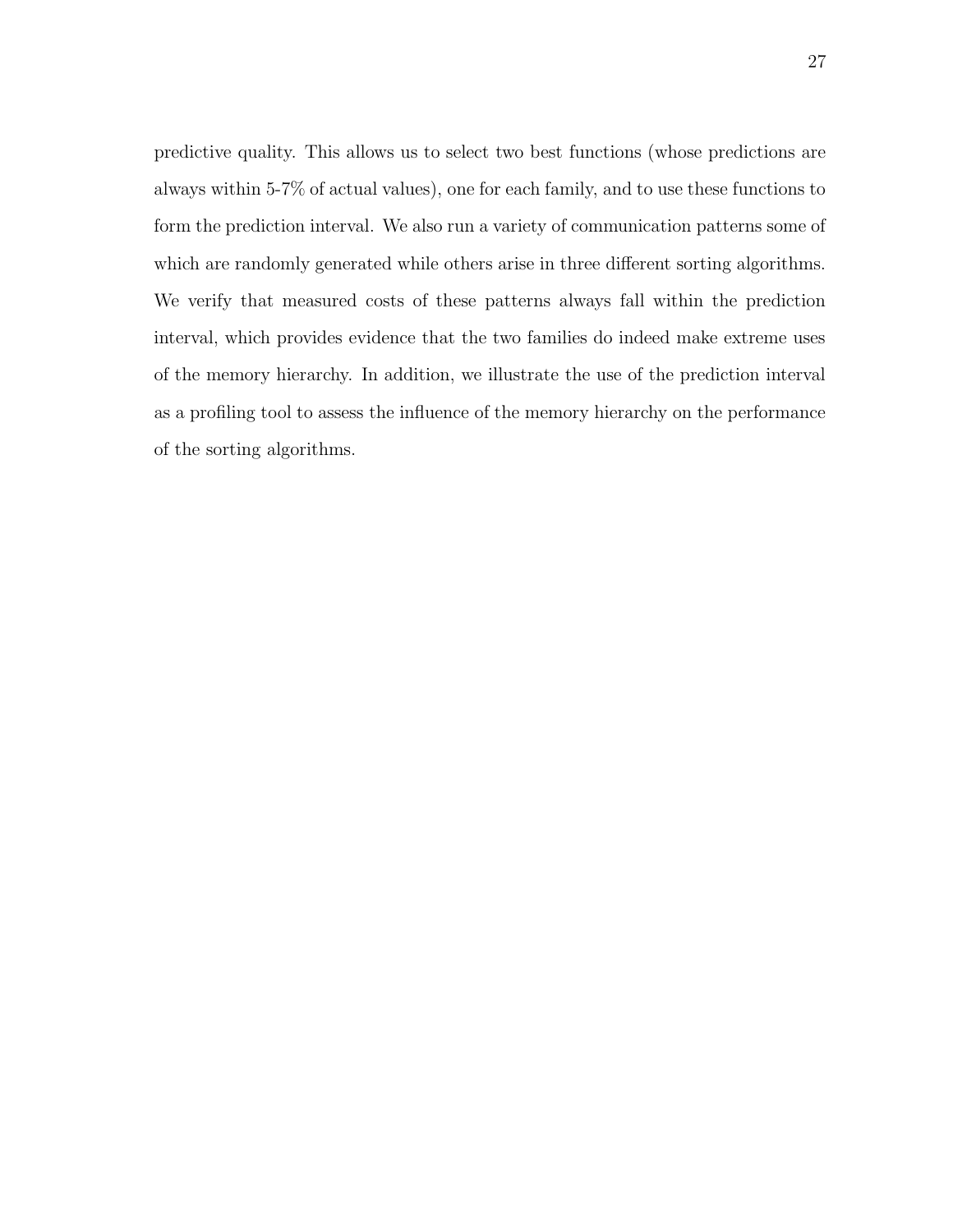predictive quality. This allows us to select two best functions (whose predictions are always within 5-7% of actual values), one for each family, and to use these functions to form the prediction interval. We also run a variety of communication patterns some of which are randomly generated while others arise in three different sorting algorithms. We verify that measured costs of these patterns always fall within the prediction interval, which provides evidence that the two families do indeed make extreme uses of the memory hierarchy. In addition, we illustrate the use of the prediction interval as a profiling tool to assess the influence of the memory hierarchy on the performance of the sorting algorithms.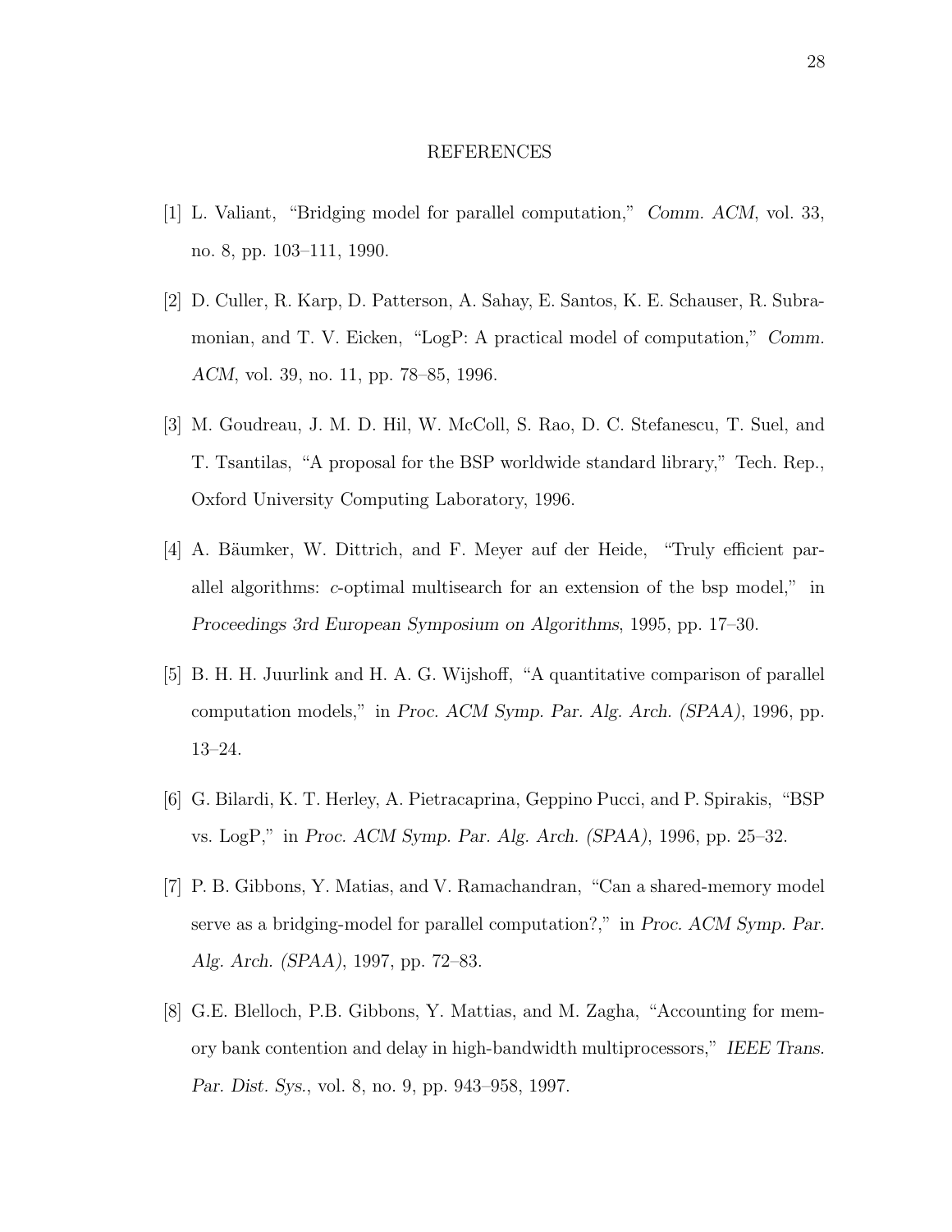# REFERENCES

[1] L. Valiant, "Bridging model for parallel computation," *Comm. ACM*, vol. 33, no. 8, pp. 103–111, 1990.

[2] D. Culler, R. Karp, D. Patterson, A. Sahay, E. Santos, K. E. Schauser, R. Subramonian, and T. V. Eicken, "LogP: A practical model of computation," *Comm. ACM*, vol. 39, no. 11, pp. 78–85, 1996.

[3] M. Goudreau, J. M. D. Hil, W. McColl, S. Rao, D. C. Stefanescu, T. Suel, and T. Tsantilas, "A proposal for the BSP worldwide standard library," Tech. Rep., Oxford University Computing Laboratory, 1996.

[4] A. Bäumker, W. Dittrich, and F. Meyer auf der Heide, "Truly efficient parallel algorithms: $c$-optimal multisearch for an extension of the bsp model," in *Proceedings 3rd European Symposium on Algorithms*, 1995, pp. 17–30.

[5] B. H. H. Juurlink and H. A. G. Wijshoff, "A quantitative comparison of parallel computation models," in *Proc. ACM Symp. Par. Alg. Arch. (SPAA)*, 1996, pp. 13–24.

[6] G. Bilardi, K. T. Herley, A. Pietracaprina, Geppino Pucci, and P. Spirakis, "BSP vs. LogP," in *Proc. ACM Symp. Par. Alg. Arch. (SPAA)*, 1996, pp. 25–32.

[7] P. B. Gibbons, Y. Matias, and V. Ramachandran, "Can a shared-memory model serve as a bridging-model for parallel computation?," in *Proc. ACM Symp. Par. Alg. Arch. (SPAA)*, 1997, pp. 72–83.

[8] G.E. Blelloch, P.B. Gibbons, Y. Mattias, and M. Zagha, "Accounting for memory bank contention and delay in high-bandwidth multiprocessors," *IEEE Trans. Par. Dist. Sys.*, vol. 8, no. 9, pp. 943–958, 1997.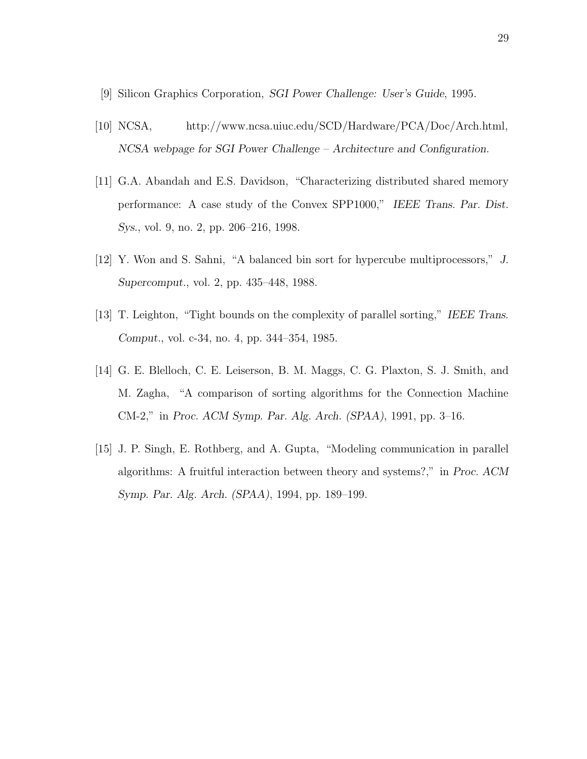[9] Silicon Graphics Corporation, *SGI Power Challenge: User's Guide*, 1995.

[10] NCSA, http://www.ncsa.uiuc.edu/SCD/Hardware/PCA/Doc/Arch.html, *NCSA webpage for SGI Power Challenge – Architecture and Configuration*.

[11] G.A. Abandah and E.S. Davidson, "Characterizing distributed shared memory performance: A case study of the Convex SPP1000," *IEEE Trans. Par. Dist. Sys.*, vol. 9, no. 2, pp. 206–216, 1998.

[12] Y. Won and S. Sahni, "A balanced bin sort for hypercube multiprocessors," *J. Supercomput.*, vol. 2, pp. 435–448, 1988.

[13] T. Leighton, "Tight bounds on the complexity of parallel sorting," *IEEE Trans. Comput.*, vol. c-34, no. 4, pp. 344–354, 1985.

[14] G. E. Blelloch, C. E. Leiserson, B. M. Maggs, C. G. Plaxton, S. J. Smith, and M. Zagha, "A comparison of sorting algorithms for the Connection Machine CM-2," in *Proc. ACM Symp. Par. Alg. Arch. (SPAA)*, 1991, pp. 3–16.

[15] J. P. Singh, E. Rothberg, and A. Gupta, "Modeling communication in parallel algorithms: A fruitful interaction between theory and systems?," in *Proc. ACM Symp. Par. Alg. Arch. (SPAA)*, 1994, pp. 189–199.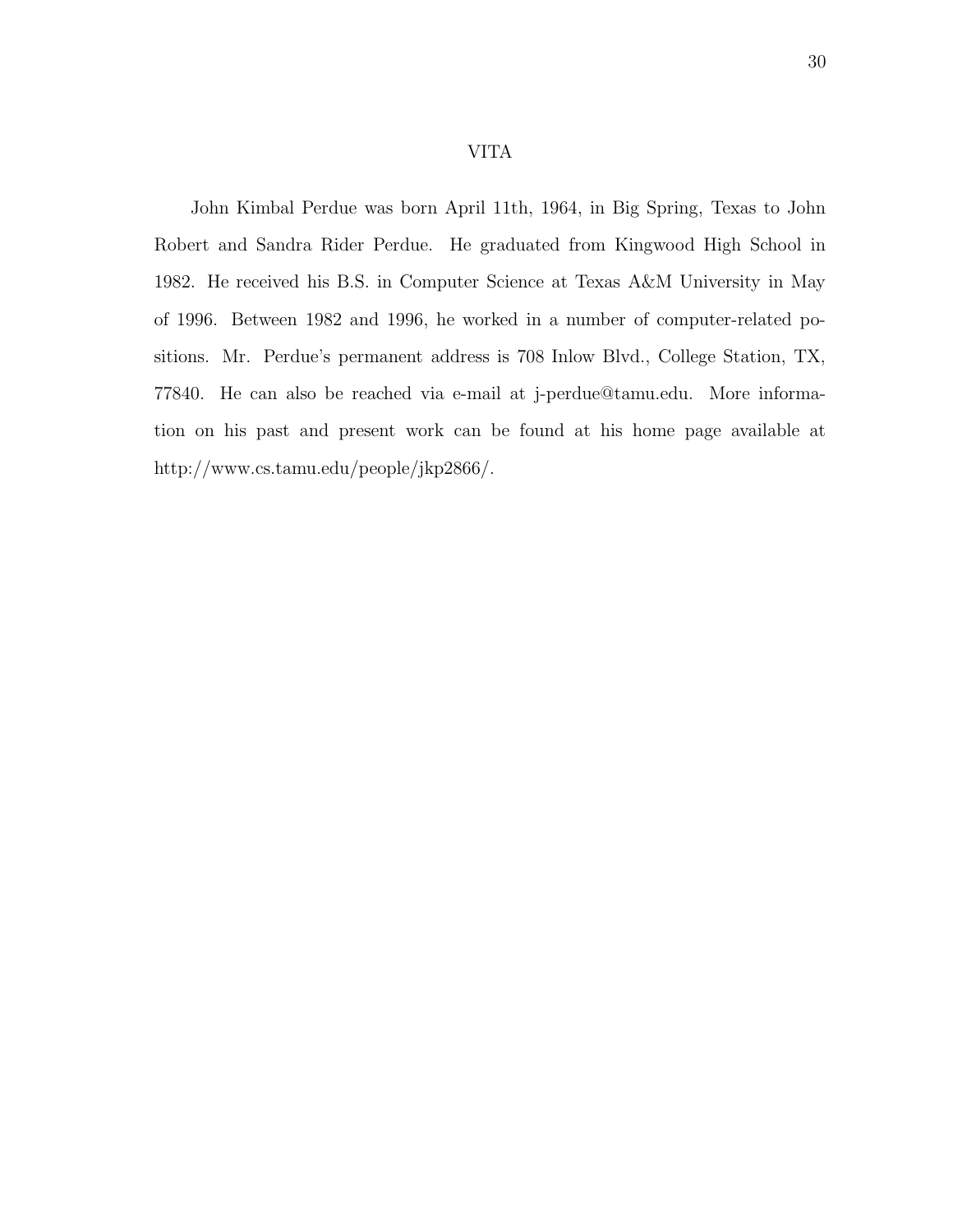# VITA

John Kimbal Perdue was born April 11th, 1964, in Big Spring, Texas to John Robert and Sandra Rider Perdue. He graduated from Kingwood High School in 1982. He received his B.S. in Computer Science at Texas A&M University in May of 1996. Between 1982 and 1996, he worked in a number of computer-related positions. Mr. Perdue's permanent address is 708 Inlow Blvd., College Station, TX, 77840. He can also be reached via e-mail at j-perdue@tamu.edu. More information on his past and present work can be found at his home page available at http://www.cs.tamu.edu/people/jkp2866/.